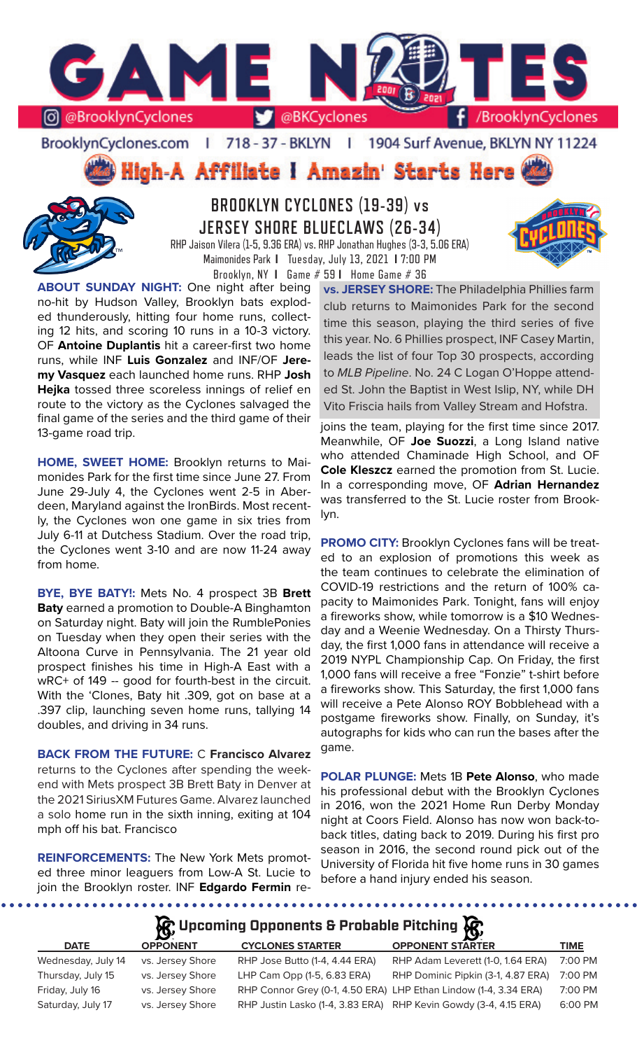# GAME NOTES

@BrooklynCyclones | @BKCyclones | /BrooklynCyclones

BrooklynCyclones.com | 718 - 37 - BKLYN | 1904 Surf Avenue, BKLYN NY 11224

**High-A Affiliate I Amazin' Starts Here**

## BROOKLYN CYCLONES (19-39) vs JERSEY SHORE BLUECLAWS (26-34)

RHP Jaison Vilera (1-5, 9.36 ERA) vs. RHP Jonathan Hughes (3-3, 5.06 ERA)
Maimonides Park | Tuesday, July 13, 2021 | 7:00 PM
Brooklyn, NY | Game # 59 | Home Game # 36

**ABOUT SUNDAY NIGHT:** One night after being no-hit by Hudson Valley, Brooklyn bats exploded thunderously, hitting four home runs, collecting 12 hits, and scoring 10 runs in a 10-3 victory. OF **Antoine Duplantis** hit a career-first two home runs, while INF **Luis Gonzalez** and INF/OF **Jeremy Vasquez** each launched home runs. RHP **Josh Hejka** tossed three scoreless innings of relief en route to the victory as the Cyclones salvaged the final game of the series and the third game of their 13-game road trip.

**HOME, SWEET HOME:** Brooklyn returns to Maimonides Park for the first time since June 27. From June 29-July 4, the Cyclones went 2-5 in Aberdeen, Maryland against the IronBirds. Most recently, the Cyclones won one game in six tries from July 6-11 at Dutchess Stadium. Over the road trip, the Cyclones went 3-10 and are now 11-24 away from home.

**BYE, BYE BATY!:** Mets No. 4 prospect 3B **Brett Baty** earned a promotion to Double-A Binghamton on Saturday night. Baty will join the RumblePonies on Tuesday when they open their series with the Altoona Curve in Pennsylvania. The 21 year old prospect finishes his time in High-A East with a wRC+ of 149 -- good for fourth-best in the circuit. With the 'Clones, Baty hit .309, got on base at a .397 clip, launching seven home runs, tallying 14 doubles, and driving in 34 runs.

**BACK FROM THE FUTURE:** C **Francisco Alvarez** returns to the Cyclones after spending the weekend with Mets prospect 3B Brett Baty in Denver at the 2021 SiriusXM Futures Game. Alvarez launched a solo home run in the sixth inning, exiting at 104 mph off his bat. Francisco

**REINFORCEMENTS:** The New York Mets promoted three minor leaguers from Low-A St. Lucie to join the Brooklyn roster. INF **Edgardo Fermin** rejoins the team, playing for the first time since 2017. Meanwhile, OF **Joe Suozzi**, a Long Island native who attended Chaminade High School, and OF **Cole Kleszcz** earned the promotion from St. Lucie. In a corresponding move, OF **Adrian Hernandez** was transferred to the St. Lucie roster from Brooklyn.

**vs. JERSEY SHORE:** The Philadelphia Phillies farm club returns to Maimonides Park for the second time this season, playing the third series of five this year. No. 6 Phillies prospect, INF Casey Martin, leads the list of four Top 30 prospects, according to *MLB Pipeline*. No. 24 C Logan O'Hoppe attended St. John the Baptist in West Islip, NY, while DH Vito Friscia hails from Valley Stream and Hofstra.

**PROMO CITY:** Brooklyn Cyclones fans will be treated to an explosion of promotions this week as the team continues to celebrate the elimination of COVID-19 restrictions and the return of 100% capacity to Maimonides Park. Tonight, fans will enjoy a fireworks show, while tomorrow is a $10 Wednesday and a Weenie Wednesday. On a Thirsty Thursday, the first 1,000 fans in attendance will receive a 2019 NYPL Championship Cap. On Friday, the first 1,000 fans will receive a free "Fonzie" t-shirt before a fireworks show. This Saturday, the first 1,000 fans will receive a Pete Alonso ROY Bobblehead with a postgame fireworks show. Finally, on Sunday, it's autographs for kids who can run the bases after the game.

**POLAR PLUNGE:** Mets 1B **Pete Alonso**, who made his professional debut with the Brooklyn Cyclones in 2016, won the 2021 Home Run Derby Monday night at Coors Field. Alonso has now won back-to-back titles, dating back to 2019. During his first pro season in 2016, the second round pick out of the University of Florida hit five home runs in 30 games before a hand injury ended his season.

### Upcoming Opponents & Probable Pitching

| DATE | OPPONENT | CYCLONES STARTER | OPPONENT STARTER | TIME |
|---|---|---|---|---|
| Wednesday, July 14 | vs. Jersey Shore | RHP Jose Butto (1-4, 4.44 ERA) | RHP Adam Leverett (1-0, 1.64 ERA) | 7:00 PM |
| Thursday, July 15 | vs. Jersey Shore | LHP Cam Opp (1-5, 6.83 ERA) | RHP Dominic Pipkin (3-1, 4.87 ERA) | 7:00 PM |
| Friday, July 16 | vs. Jersey Shore | RHP Connor Grey (0-1, 4.50 ERA) | LHP Ethan Lindow (1-4, 3.34 ERA) | 7:00 PM |
| Saturday, July 17 | vs. Jersey Shore | RHP Justin Lasko (1-4, 3.83 ERA) | RHP Kevin Gowdy (3-4, 4.15 ERA) | 6:00 PM |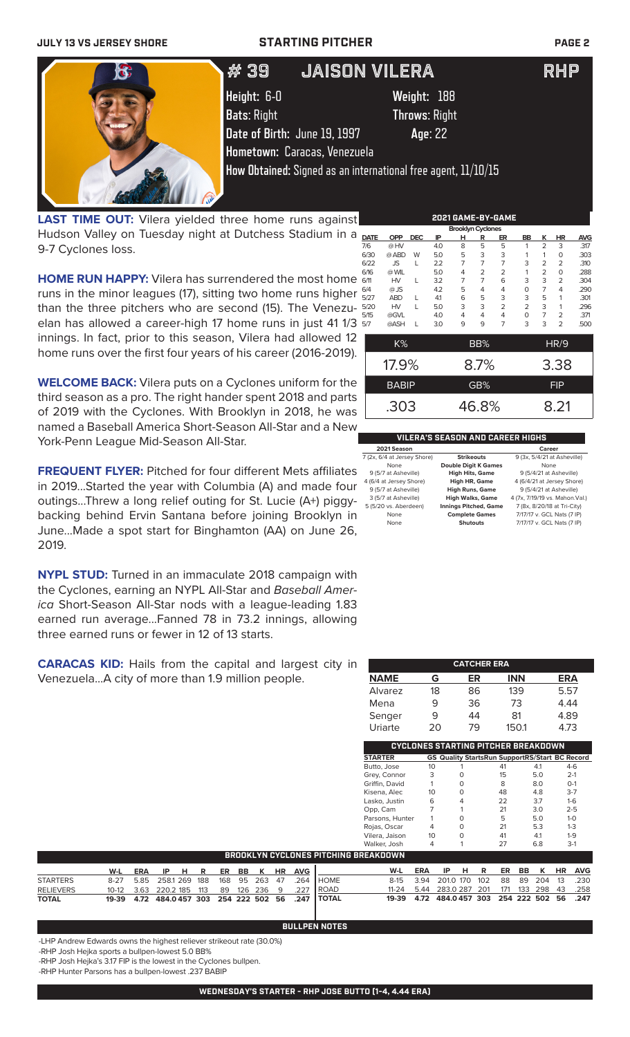## STARTING PITCHER

# # 39 JAISON VILERA RHP

**Height:** 6-0 **Weight:** 188
**Bats:** Right **Throws:** Right
**Date of Birth:** June 19, 1997 **Age:** 22
**Hometown:** Caracas, Venezuela
**How Obtained:** Signed as an international free agent, 11/10/15

**LAST TIME OUT:** Vilera yielded three home runs against Hudson Valley on Tuesday night at Dutchess Stadium in a 9-7 Cyclones loss.

**HOME RUN HAPPY:** Vilera has surrendered the most home runs in the minor leagues (17), sitting two home runs higher than the three pitchers who are second (15). The Venezuelan has allowed a career-high 17 home runs in just 41 1/3 innings. In fact, prior to this season, Vilera had allowed 12 home runs over the first four years of his career (2016-2019).

**WELCOME BACK:** Vilera puts on a Cyclones uniform for the third season as a pro. The right hander spent 2018 and parts of 2019 with the Cyclones. With Brooklyn in 2018, he was named a Baseball America Short-Season All-Star and a New York-Penn League Mid-Season All-Star.

**FREQUENT FLYER:** Pitched for four different Mets affiliates in 2019...Started the year with Columbia (A) and made four outings...Threw a long relief outing for St. Lucie (A+) piggy-backing behind Ervin Santana before joining Brooklyn in June...Made a spot start for Binghamton (AA) on June 26, 2019.

**NYPL STUD:** Turned in an immaculate 2018 campaign with the Cyclones, earning an NYPL All-Star and *Baseball America* Short-Season All-Star nods with a league-leading 1.83 earned run average...Fanned 78 in 73.2 innings, allowing three earned runs or fewer in 12 of 13 starts.

**CARACAS KID:** Hails from the capital and largest city in Venezuela...A city of more than 1.9 million people.

### 2021 GAME-BY-GAME (Brooklyn Cyclones)

| DATE | OPP | DEC | IP | H | R | ER | BB | K | HR | AVG |
|---|---|---|---|---|---|---|---|---|---|---|
| 7/6 | @ HV | | 4.0 | 8 | 5 | 5 | 1 | 2 | 3 | .317 |
| 6/30 | @ ABD | W | 5.0 | 5 | 3 | 3 | 1 | 1 | 0 | .303 |
| 6/22 | JS | L | 2.2 | 7 | 7 | 7 | 3 | 2 | 2 | .310 |
| 6/16 | @ WIL | | 5.0 | 4 | 2 | 2 | 1 | 2 | 0 | .288 |
| 6/11 | HV | L | 3.2 | 7 | 7 | 6 | 3 | 3 | 2 | .304 |
| 6/4 | @ JS | | 4.2 | 5 | 4 | 4 | 0 | 7 | 4 | .290 |
| 5/27 | ABD | L | 4.1 | 6 | 5 | 3 | 3 | 5 | 1 | .301 |
| 5/20 | HV | L | 5.0 | 3 | 3 | 2 | 2 | 3 | 1 | .296 |
| 5/15 | @GVL | | 4.0 | 4 | 4 | 4 | 0 | 7 | 2 | .371 |
| 5/7 | @ASH | L | 3.0 | 9 | 9 | 7 | 3 | 3 | 2 | .500 |

| K% | BB% | HR/9 |
|---|---|---|
| 17.9% | 8.7% | 3.38 |
| **BABIP** | **GB%** | **FIP** |
| .303 | 46.8% | 8.21 |

### VILERA'S SEASON AND CAREER HIGHS

| 2021 Season | | Career |
|---|---|---|
| 7 (2x, 6/4 at Jersey Shore) | Strikeouts | 9 (3x, 5/4/21 at Asheville) |
| None | Double Digit K Games | None |
| 9 (5/7 at Asheville) | High Hits, Game | 9 (5/4/21 at Asheville) |
| 4 (6/4 at Jersey Shore) | High HR, Game | 4 (6/4/21 at Jersey Shore) |
| 9 (5/7 at Asheville) | High Runs, Game | 9 (5/4/21 at Asheville) |
| 3 (5/7 at Asheville) | High Walks, Game | 4 (7x, 7/19/19 vs. Mahon.Val.) |
| 5 (5/20 vs. Aberdeen) | Innings Pitched, Game | 7 (8x, 8/20/18 at Tri-City) |
| None | Complete Games | 7/17/17 v. GCL Nats (7 IP) |
| None | Shutouts | 7/17/17 v. GCL Nats (7 IP) |

### CATCHER ERA

| NAME | G | ER | INN | ERA |
|---|---|---|---|---|
| Alvarez | 18 | 86 | 139 | 5.57 |
| Mena | 9 | 36 | 73 | 4.44 |
| Senger | 9 | 44 | 81 | 4.89 |
| Uriarte | 20 | 79 | 150.1 | 4.73 |

### CYCLONES STARTING PITCHER BREAKDOWN

| STARTER | GS | Quality Starts | Run Support | RS/Start | BC Record |
|---|---|---|---|---|---|
| Butto, Jose | 10 | 1 | 41 | 4.1 | 4-6 |
| Grey, Connor | 3 | 0 | 15 | 5.0 | 2-1 |
| Griffin, David | 1 | 0 | 8 | 8.0 | 0-1 |
| Kisena, Alec | 10 | 0 | 48 | 4.8 | 3-7 |
| Lasko, Justin | 6 | 4 | 22 | 3.7 | 1-6 |
| Opp, Cam | 7 | 1 | 21 | 3.0 | 2-5 |
| Parsons, Hunter | 1 | 0 | 5 | 5.0 | 1-0 |
| Rojas, Oscar | 4 | 0 | 21 | 5.3 | 1-3 |
| Vilera, Jaison | 10 | 0 | 41 | 4.1 | 1-9 |
| Walker, Josh | 4 | 1 | 27 | 6.8 | 3-1 |

### BROOKLYN CYCLONES PITCHING BREAKDOWN

| | W-L | ERA | IP | H | R | ER | BB | K | HR | AVG |
|---|---|---|---|---|---|---|---|---|---|---|
| STARTERS | 8-27 | 5.85 | 258.1 | 269 | 188 | 168 | 95 | 263 | 47 | .264 |
| RELIEVERS | 10-12 | 3.63 | 220.2 | 185 | 113 | 89 | 126 | 236 | 9 | .227 |
| TOTAL | 19-39 | 4.72 | 484.0 | 457 | 303 | 254 | 222 | 502 | 56 | .247 |

| | W-L | ERA | IP | H | R | ER | BB | K | HR | AVG |
|---|---|---|---|---|---|---|---|---|---|---|
| HOME | 8-15 | 3.94 | 201.0 | 170 | 102 | 88 | 89 | 204 | 13 | .230 |
| ROAD | 11-24 | 5.44 | 283.0 | 287 | 201 | 171 | 133 | 298 | 43 | .258 |
| TOTAL | 19-39 | 4.72 | 484.0 | 457 | 303 | 254 | 222 | 502 | 56 | .247 |

### BULLPEN NOTES

- -LHP Andrew Edwards owns the highest reliever strikeout rate (30.0%)
- -RHP Josh Hejka sports a bullpen-lowest 5.0 BB%
- -RHP Josh Hejka's 3.17 FIP is the lowest in the Cyclones bullpen.
- -RHP Hunter Parsons has a bullpen-lowest .237 BABIP

### WEDNESDAY'S STARTER - RHP JOSE BUTTO (1-4, 4.44 ERA)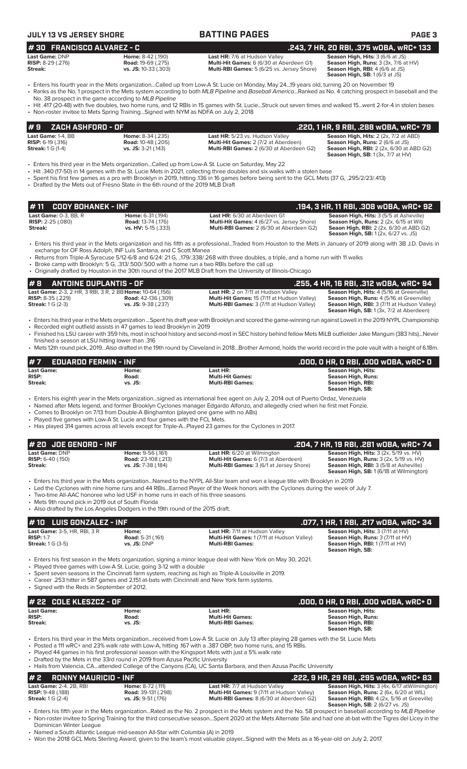## # 30 FRANCISCO ALVAREZ - C — .243, 7 HR, 20 RBI, .375 wOBA, wRC+ 133

| | | | |
|---|---|---|---|
| **Last Game:** DNP | **Home:** 8-42 (.190) | **Last HR:** 7/6 at Hudson Valley | **Season High, Hits:** 3 (6/6 at JS) |
| **RISP:** 8-29 (.276) | **Road:** 19-69 (.275) | **Multi-Hit Games:** 6 (6/30 at Aberdeen G1) | **Season High, Runs:** 3 (3x, 7/6 at HV) |
| **Streak:** | **vs. JS:** 10-33 (.303) | **Multi-RBI Games:** 5 (6/25 vs. Jersey Shore) | **Season High, RBI:** 4 (6/6 at JS) |
| | | | **Season High, SB:** 1 (6/3 at JS) |

- Enters his fourth year in the Mets organization...Called up from Low-A St. Lucie on Monday, May 24...19 years old, turning 20 on November 19
- Ranks as the No. 1 prospect in the Mets system according to both *MLB Pipeline* and *Baseball America*...Ranked as No. 4 catching prospect in baseball and the No. 38 prospect in the game according to *MLB Pipeline*
- Hit .417 (20-48) with five doubles, two home runs, and 12 RBIs in 15 games with St. Lucie...Struck out seven times and walked 15...went 2-for-4 in stolen bases
- Non-roster invitee to Mets Spring Training...Signed with NYM as NDFA on July 2, 2018

## # 9 ZACH ASHFORD - OF — .220, 1 HR, 9 RBI, .288 wOBA, wRC+ 79

| | | | |
|---|---|---|---|
| **Last Game:** 1-4, BB | **Home:** 8-34 (.235) | **Last HR:** 5/23 vs. Hudson Valley | **Season High, Hits:** 2 (2x, 7/2 at ABD) |
| **RISP:** 6-19 (.316) | **Road:** 10-48 (.205) | **Multi-Hit Games:** 2 (7/2 at Aberdeen) | **Season High, Runs:** 2 (6/6 at JS) |
| **Streak:** 1 G (1-4) | **vs. JS:** 3-21 (.143) | **Multi-RBI Games:** 2 (6/30 at Aberdeen G2) | **Season High, RBI:** 2 (2x, 6/30 at ABD G2) |
| | | | **Season High, SB:** 1 (3x, 7/7 at HV) |

- Enters his third year in the Mets organization...Called up from Low-A St. Lucie on Saturday, May 22
- Hit .340 (17-50) in 14 games with the St. Lucie Mets in 2021, collecting three doubles and six walks with a stolen base
- Spent his first few games as a pro with Brooklyn in 2019, hitting .136 in 16 games before being sent to the GCL Mets (37 G, .295/2/23/.413)
- Drafted by the Mets out of Fresno State in the 6th round of the 2019 MLB Draft

## # 11 CODY BOHANEK - INF — .194, 3 HR, 11 RBI, .308 wOBA, wRC+ 92

| | | | |
|---|---|---|---|
| **Last Game:** 0-3, BB, R | **Home:** 6-31 (.194) | **Last HR:** 6/30 at Aberdeen G1 | **Season High, Hits:** 3 (5/5 at Asheville) |
| **RISP:** 2-25 (.080) | **Road:** 13-74 (.176) | **Multi-Hit Games:** 4 (6/27 vs. Jersey Shore) | **Season High, Runs:** 2 (2x, 6/15 at Wil) |
| **Streak:** | **vs. HV:** 5-15 (.333) | **Multi-RBI Games:** 2 (6/30 at Aberdeen G2) | **Seaon High, RBI:** 2 (2x, 6/30 at ABD G2) |
| | | | **Season High, SB:** 1 (2x, 6/27 vs. JS) |

- Enters his third year in the Mets organization and his fifth as a professional...Traded from Houston to the Mets in January of 2019 along with 3B J.D. Davis in exchange for OF Ross Adolph, INF Luis Santana, and C Scott Manea
- Returns from Triple-A Syracuse 5/12-6/8 and 6/24: 21 G, ..179/.338/.268 with three doubles, a triple, and a home run with 11 walks
- Broke camp with Brooklyn: 5 G, .313/.500/.500 with a home run a two RBIs before the call up
- Originally drafted by Houston in the 30th round of the 2017 MLB Draft from the University of Illinois-Chicago

## # 8 ANTOINE DUPLANTIS - OF — .255, 4 HR, 16 RBI, .312 wOBA, wRC+ 94

| | | | |
|---|---|---|---|
| **Last Game:** 2-3, 2 HR, 3 RBI, 3 R, 2 BB | **Home:** 10-64 (.156) | **Last HR:** 2 on 7/11 at Hudson Valley | **Season High, Hits:** 4 (5/16 at Greenville) |
| **RISP:** 8-35 (.229) | **Road:** 42-136 (.309) | **Multi-Hit Games:** 15 (7/11 at Hudson Valley) | **Season High, Runs:** 4 (5/16 at Greenville) |
| **Streak:** 1 G (2-3) | **vs. JS:** 9-38 (.237) | **Multi-RBI Games:** 3 (7/11 at Hudson Valley) | **Season High, RBI:** 3 (7/11 at Hudson Valley) |
| | | | **Season High, SB:** 1 (3x, 7/2 at Aberdeen) |

- Enters his third year in the Mets organization ...Spent his draft year with Brooklyn and scored the game-winning run against Lowell in the 2019 NYPL Championship
- Recorded eight outfield assists in 47 games to lead Brooklyn in 2019
- Finished his LSU career with 359 hits, most in school history and second-most in SEC history behind fellow Mets MiLB outfielder Jake Mangum (383 hits)...Never finished a season at LSU hitting lower than .316
- Mets 12th round pick, 2019...Also drafted in the 19th round by Cleveland in 2018...Brother Armond, holds the world record in the pole vault with a height of 6.18m.

## # 7 EDUARDO FERMIN - INF — .000, 0 HR, 0 RBI, .000 wOBA, wRC+ 0

| | | | |
|---|---|---|---|
| **Last Game:** | **Home:** | **Last HR:** | **Season High, Hits:** |
| **RISP:** | **Road:** | **Multi-Hit Games:** | **Season High, Runs:** |
| **Streak:** | **vs. JS:** | **Multi-RBI Games:** | **Season High, RBI:** |
| | | | **Season High, SB:** |

- Enters his eighth year in the Mets organization...signed as international free agent on July 2, 2014 out of Puerto Ordaz, Venezuela
- Named after Mets legend, and former Brooklyn Cyclones manager Edgardo Alfonzo, and allegedly cried when he first met Fonzie.
- Comes to Brooklyn on 7/13 from Double-A Binghamton (played one game with no ABs)
- Played five games with Low-A St. Lucie and four games with the FCL Mets.
- Has played 314 games across all levels except for Triple-A...Played 23 games for the Cyclones in 2017.

## # 20 JOE GENORD - INF — .204, 7 HR, 19 RBI, .281 wOBA, wRC+ 74

| | | | |
|---|---|---|---|
| **Last Game:** DNP | **Home:** 9-56 (.161) | **Last HR:** 6/20 at Wilmington | **Season High, Hits:** 3 (2x, 5/19 vs. HV) |
| **RISP:** 6-40 (.150) | **Road:** 23-108 (.213) | **Multi-Hit Games:** 6 (7/3 at Aberdeen) | **Season High, Runs:** 3 (2x, 5/19 vs. HV) |
| **Streak:** | **vs. JS:** 7-38 (.184) | **Multi-RBI Games:** 3 (6/1 at Jersey Shore) | **Season High, RBI:** 3 (5/8 at Asheville) |
| | | | **Season High, SB:** 1 (6/18 at Wilmington) |

- Enters his third year in the Mets organization...Named to the NYPL All-Star team and won a league title with Brooklyn in 2019
- Led the Cyclones with nine home runs and 44 RBIs...Earned Player of the Week honors with the Cyclones during the week of July 7.
- Two-time All-AAC honoree who led USF in home runs in each of his three seasons
- Mets 9th round pick in 2019 out of South Florida
- Also drafted by the Los Angeles Dodgers in the 19th round of the 2015 draft.

## # 10 LUIS GONZALEZ - INF — .077, 1 HR, 1 RBI, .217 wOBA, wRC+ 34

| | | | |
|---|---|---|---|
| **Last Game:** 3-5, HR, RBI, 3 R | **Home:** | **Last HR:** 7/11 at Hudson Valley | **Season High, Hits:** 3 (7/11 at HV) |
| **RISP:** 1-7 | **Road:** 5-31 (.161) | **Multi-Hit Games:** 1 (7/11 at Hudson Valley) | **Season High, Runs:** 3 (7/11 at HV) |
| **Streak:** 1 G (3-5) | **vs. JS:** DNP | **Multi-RBI Games:** | **Season High, RBI:** 1 (7/11 at HV) |
| | | | **Season High, SB:** |

- Enters his first season in the Mets organization, signing a minor league deal with New York on May 30, 2021.
- Played three games with Low-A St. Lucie, going 3-12 with a double
- Spent seven seasons in the Cincinnati farm system, reaching as high as Triple-A Louisville in 2019.
- Career .253 hitter in 587 games and 2,151 at-bats with Cincinnati and New York farm systems.
- Signed with the Reds in September of 2012.

## # 22 COLE KLESZCZ - OF — .000, 0 HR, 0 RBI, .000 wOBA, wRC+ 0

| | | | |
|---|---|---|---|
| **Last Game:** | **Home:** | **Last HR:** | **Season High, Hits:** |
| **RISP:** | **Road:** | **Multi-Hit Games:** | **Season High, Runs:** |
| **Streak:** | **vs. JS:** | **Multi-RBI Games:** | **Season High, RBI:** |
| | | | **Season High, SB:** |

- Enters his third year in the Mets organization...received from Low-A St. Lucie on July 13 after playing 28 games with the St. Lucie Mets
- Posted a 111 wRC+ and 23% walk rate with Low-A, hitting .167 with a .387 OBP, two home runs, and 15 RBIs.
- Played 44 games in his first professional season with the Kingsport Mets with just a 5% walk rate
- Drafted by the Mets in the 33rd round in 2019 from Azusa Pacific University
- Hails from Valencia, CA...attended College of the Canyons (CA), UC Santa Barbara, and then Azusa Pacific University

## # 2 RONNY MAURICIO - INF — .222, 9 HR, 29 RBI, .295 wOBA, wRC+ 83

| | | | |
|---|---|---|---|
| **Last Game:** 2-4. 2B, RBI | **Home:** 8-72 (.111) | **Last HR:** 7/7 at Hudson Valley | **Season High, Hits:** 3 (4x, 6/17 atWilmington) |
| **RISP:** 9-48 (.188) | **Road:** 39-131 (.298) | **Multi-Hit Games:** 9 (7/11 at Hudson Valley) | **Season High, Runs:** 2 (6x, 6/20 at WIL) |
| **Streak:** 1 G (2-4) | **vs. JS:** 9-51 (.176) | **Multi-RBI Games:** 8 (6/30 at Aberdeen G2) | **Season High, RBI:** 4 (2x, 5/16 at Greeville) |
| | | | **Season High, SB:** 2 (6/27 vs. JS) |

- Enters his fifth year in the Mets organization...Rated as the No. 2 prospect in the Mets system and the No. 58 prospect in baseball according to *MLB Pipeline*
- Non-roster invitee to Spring Training for the third consecutive season...Spent 2020 at the Mets Alternate Site and had one at-bat with the Tigres del Licey in the Dominican Winter League
- Named a South Atlantic League mid-season All-Star with Columbia (A) in 2019
- Won the 2018 GCL Mets Sterling Award, given to the team's most valuable player...Signed with the Mets as a 16-year-old on July 2, 2017.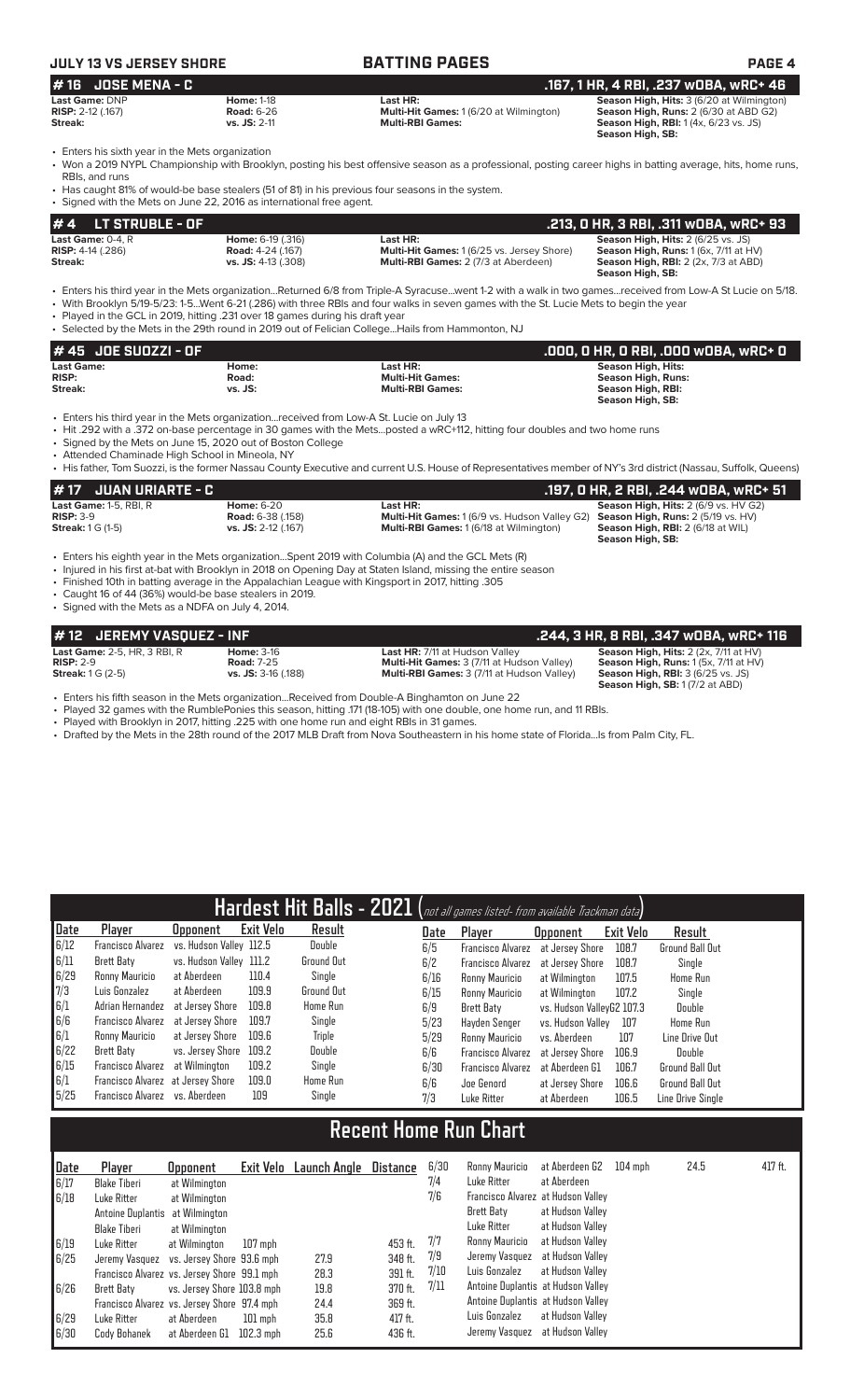**JULY 13 VS JERSEY SHORE** — **BATTING PAGES**

## # 16 JOSE MENA - C — .167, 1 HR, 4 RBI, .237 wOBA, wRC+ 46

**Last Game:** DNP | **Home:** 1-18 | **Last HR:** | **Season High, Hits:** 3 (6/20 at Wilmington)
**RISP:** 2-12 (.167) | **Road:** 6-26 | **Multi-Hit Games:** 1 (6/20 at Wilmington) | **Season High, Runs:** 2 (6/30 at ABD G2)
**Streak:** | **vs. JS:** 2-11 | **Multi-RBI Games:** | **Season High, RBI:** 1 (4x, 6/23 vs. JS)
**Season High, SB:**

- Enters his sixth year in the Mets organization
- Won a 2019 NYPL Championship with Brooklyn, posting his best offensive season as a professional, posting career highs in batting average, hits, home runs, RBIs, and runs
- Has caught 81% of would-be base stealers (51 of 81) in his previous four seasons in the system.
- Signed with the Mets on June 22, 2016 as international free agent.

## # 4 LT STRUBLE - OF — .213, 0 HR, 3 RBI, .311 wOBA, wRC+ 93

**Last Game:** 0-4, R | **Home:** 6-19 (.316) | **Last HR:** | **Season High, Hits:** 2 (6/25 vs. JS)
**RISP:** 4-14 (.286) | **Road:** 4-24 (.167) | **Multi-Hit Games:** 1 (6/25 vs. Jersey Shore) | **Season High, Runs:** 1 (6x, 7/11 at HV)
**Streak:** | **vs. JS:** 4-13 (.308) | **Multi-RBI Games:** 2 (7/3 at Aberdeen) | **Season High, RBI:** 2 (2x, 7/3 at ABD)
**Season High, SB:**

- Enters his third year in the Mets organization...Returned 6/8 from Triple-A Syracuse...went 1-2 with a walk in two games...received from Low-A St Lucie on 5/18.
- With Brooklyn 5/19-5/23: 1-5...Went 6-21 (.286) with three RBIs and four walks in seven games with the St. Lucie Mets to begin the year
- Played in the GCL in 2019, hitting .231 over 18 games during his draft year
- Selected by the Mets in the 29th round in 2019 out of Felician College...Hails from Hammonton, NJ

## # 45 JOE SUOZZI - OF — .000, 0 HR, 0 RBI, .000 wOBA, wRC+ 0

**Last Game:** | **Home:** | **Last HR:** | **Season High, Hits:**
**RISP:** | **Road:** | **Multi-Hit Games:** | **Season High, Runs:**
**Streak:** | **vs. JS:** | **Multi-RBI Games:** | **Season High, RBI:**
**Season High, SB:**

- Enters his third year in the Mets organization...received from Low-A St. Lucie on July 13
- Hit .292 with a .372 on-base percentage in 30 games with the Mets...posted a wRC+112, hitting four doubles and two home runs
- Signed by the Mets on June 15, 2020 out of Boston College
- Attended Chaminade High School in Mineola, NY
- His father, Tom Suozzi, is the former Nassau County Executive and current U.S. House of Representatives member of NY's 3rd district (Nassau, Suffolk, Queens)

## # 17 JUAN URIARTE - C — .197, 0 HR, 2 RBI, .244 wOBA, wRC+ 51

**Last Game:** 1-5, RBI, R | **Home:** 6-20 | **Last HR:** | **Season High, Hits:** 2 (6/9 vs. HV G2)
**RISP:** 3-9 | **Road:** 6-38 (.158) | **Multi-Hit Games:** 1 (6/9 vs. Hudson Valley G2) | **Season High, Runs:** 2 (5/19 vs. HV)
**Streak:** 1 G (1-5) | **vs. JS:** 2-12 (.167) | **Multi-RBI Games:** 1 (6/18 at Wilmington) | **Season High, RBI:** 2 (6/18 at WIL)
**Season High, SB:**

- Enters his eighth year in the Mets organization...Spent 2019 with Columbia (A) and the GCL Mets (R)
- Injured in his first at-bat with Brooklyn in 2018 on Opening Day at Staten Island, missing the entire season
- Finished 10th in batting average in the Appalachian League with Kingsport in 2017, hitting .305
- Caught 16 of 44 (36%) would-be base stealers in 2019.
- Signed with the Mets as a NDFA on July 4, 2014.

## # 12 JEREMY VASQUEZ - INF — .244, 3 HR, 8 RBI, .347 wOBA, wRC+ 116

**Last Game:** 2-5, HR, 3 RBI, R | **Home:** 3-16 | **Last HR:** 7/11 at Hudson Valley | **Season High, Hits:** 2 (2x, 7/11 at HV)
**RISP:** 2-9 | **Road:** 7-25 | **Multi-Hit Games:** 3 (7/11 at Hudson Valley) | **Season High, Runs:** 1 (5x, 7/11 at HV)
**Streak:** 1 G (2-5) | **vs. JS:** 3-16 (.188) | **Multi-RBI Games:** 3 (7/11 at Hudson Valley) | **Season High, RBI:** 3 (6/25 vs. JS)
**Season High, SB:** 1 (7/2 at ABD)

- Enters his fifth season in the Mets organization...Received from Double-A Binghamton on June 22
- Played 32 games with the RumblePonies this season, hitting .171 (18-105) with one double, one home run, and 11 RBIs.
- Played with Brooklyn in 2017, hitting .225 with one home run and eight RBIs in 31 games.
- Drafted by the Mets in the 28th round of the 2017 MLB Draft from Nova Southeastern in his home state of Florida...Is from Palm City, FL.

## Hardest Hit Balls - 2021 (not all games listed- from available Trackman data)

| Date | Player | Opponent | Exit Velo | Result |
|---|---|---|---|---|
| 6/12 | Francisco Alvarez | vs. Hudson Valley | 112.5 | Double |
| 6/11 | Brett Baty | vs. Hudson Valley | 111.2 | Ground Out |
| 6/29 | Ronny Mauricio | at Aberdeen | 110.4 | Single |
| 7/3 | Luis Gonzalez | at Aberdeen | 109.9 | Ground Out |
| 6/1 | Adrian Hernandez | at Jersey Shore | 109.8 | Home Run |
| 6/6 | Francisco Alvarez | at Jersey Shore | 109.7 | Single |
| 6/1 | Ronny Mauricio | at Jersey Shore | 109.6 | Triple |
| 6/22 | Brett Baty | vs. Jersey Shore | 109.2 | Double |
| 6/15 | Francisco Alvarez | at Wilmington | 109.2 | Single |
| 6/1 | Francisco Alvarez | at Jersey Shore | 109.0 | Home Run |
| 5/25 | Francisco Alvarez | vs. Aberdeen | 109 | Single |
| 6/5 | Francisco Alvarez | at Jersey Shore | 108.7 | Ground Ball Out |
| 6/2 | Francisco Alvarez | at Jersey Shore | 108.7 | Single |
| 6/16 | Ronny Mauricio | at Wilmington | 107.5 | Home Run |
| 6/15 | Ronny Mauricio | at Wilmington | 107.2 | Single |
| 6/9 | Brett Baty | vs. Hudson ValleyG2 | 107.3 | Double |
| 5/23 | Hayden Senger | vs. Hudson Valley | 107 | Home Run |
| 5/29 | Ronny Mauricio | vs. Aberdeen | 107 | Line Drive Out |
| 6/6 | Francisco Alvarez | at Jersey Shore | 106.9 | Double |
| 6/30 | Francisco Alvarez | at Aberdeen G1 | 106.7 | Ground Ball Out |
| 6/6 | Joe Genord | at Jersey Shore | 106.6 | Ground Ball Out |
| 7/3 | Luke Ritter | at Aberdeen | 106.5 | Line Drive Single |

## Recent Home Run Chart

| Date | Player | Opponent | Exit Velo | Launch Angle | Distance |
|---|---|---|---|---|---|
| 6/17 | Blake Tiberi | at Wilmington | | | |
| 6/18 | Luke Ritter | at Wilmington | | | |
| | Antoine Duplantis | at Wilmington | | | |
| | Blake Tiberi | at Wilmington | | | |
| 6/19 | Luke Ritter | at Wilmington | 107 mph | | 453 ft. |
| 6/25 | Jeremy Vasquez | vs. Jersey Shore | 93.6 mph | 27.9 | 348 ft. |
| | Francisco Alvarez | vs. Jersey Shore | 99.1 mph | 28.3 | 391 ft. |
| 6/26 | Brett Baty | vs. Jersey Shore | 103.8 mph | 19.8 | 370 ft. |
| | Francisco Alvarez | vs. Jersey Shore | 97.4 mph | 24.4 | 369 ft. |
| 6/29 | Luke Ritter | at Aberdeen | 101 mph | 35.8 | 417 ft. |
| 6/30 | Cody Bohanek | at Aberdeen G1 | 102.3 mph | 25.6 | 436 ft. |
| 6/30 | Ronny Mauricio | at Aberdeen G2 | 104 mph | 24.5 | 417 ft. |
| 7/4 | Luke Ritter | at Aberdeen | | | |
| 7/6 | Francisco Alvarez | at Hudson Valley | | | |
| | Brett Baty | at Hudson Valley | | | |
| | Luke Ritter | at Hudson Valley | | | |
| 7/7 | Ronny Mauricio | at Hudson Valley | | | |
| 7/9 | Jeremy Vasquez | at Hudson Valley | | | |
| 7/10 | Luis Gonzalez | at Hudson Valley | | | |
| 7/11 | Antoine Duplantis | at Hudson Valley | | | |
| | Antoine Duplantis | at Hudson Valley | | | |
| | Luis Gonzalez | at Hudson Valley | | | |
| | Jeremy Vasquez | at Hudson Valley | | | |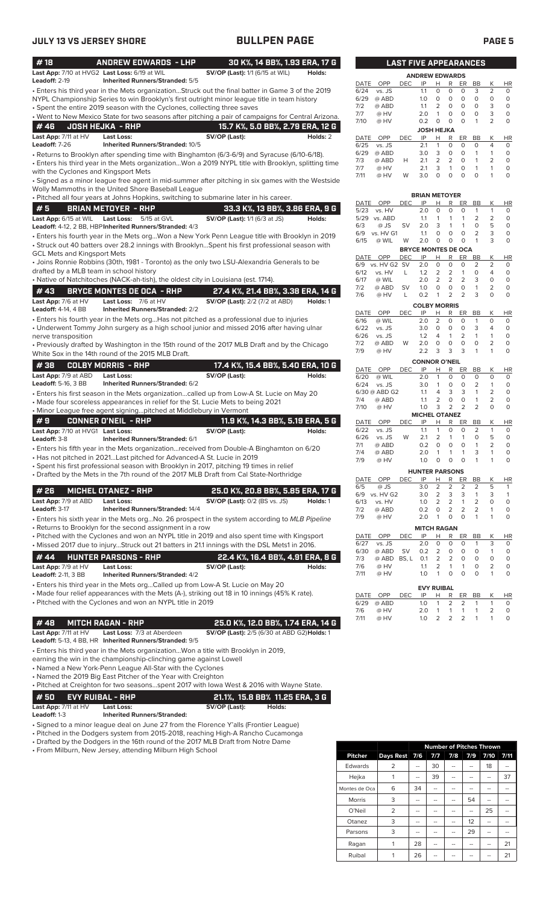JULY 13 VS JERSEY SHORE — BULLPEN PAGE

## #18 ANDREW EDWARDS - LHP — 30 K%, 14 BB%, 1.93 ERA, 17 G

**Last App:** 7/10 at HVG2 **Last Loss:** 6/19 at WIL **SV/OP (Last):** 1/1 (6/15 at WIL) **Holds:**
**Leadoff:** 2-19 **Inherited Runners/Stranded:** 5/5

- Enters his third year in the Mets organization...Struck out the final batter in Game 3 of the 2019 NYPL Championship Series to win Brooklyn's first outright minor league title in team history
- Spent the entire 2019 season with the Cyclones, collecting three saves
- Went to New Mexico State for two seasons after pitching a pair of campaigns for Central Arizona.

## #46 JOSH HEJKA - RHP — 15.7 K%, 5.0 BB%, 2.79 ERA, 12 G

**Last App:** 7/11 at HV **Last Loss:** **SV/OP (Last):** **Holds:** 2
**Leadoff:** 7-26 **Inherited Runners/Stranded:** 10/5

- Returns to Brooklyn after spending time with Binghamton (6/3-6/9) and Syracuse (6/10-6/18).
- Enters his third year in the Mets organization...Won a 2019 NYPL title with Brooklyn, splitting time with the Cyclones and Kingsport Mets
- Signed as a minor league free agent in mid-summer after pitching in six games with the Westside Wolly Mammoths in the United Shore Baseball League
- Pitched all four years at Johns Hopkins, switching to submarine later in his career.

## #5 BRIAN METOYER - RHP — 33.3 K%, 13 BB%, 3.86 ERA, 9 G

**Last App:** 6/15 at WIL **Last Loss:** 5/15 at GVL **SV/OP (Last):** 1/1 (6/3 at JS) **Holds:**
**Leadoff:** 4-12, 2 BB, HBP **Inherited Runners/Stranded:** 4/3

- Enters his fourth year in the Mets org...Won a New York Penn League title with Brooklyn in 2019
- Struck out 40 batters over 28.2 innings with Brooklyn...Spent his first professional season with GCL Mets and Kingsport Mets
- Joins Ronnie Robbins (30th, 1981 - Toronto) as the only two LSU-Alexandria Generals to be drafted by a MLB team in school history
- Native of Natchitoches (NACK-ah-tish), the oldest city in Louisiana (est. 1714).

## #43 BRYCE MONTES DE OCA - RHP — 27.4 K%, 21.4 BB%, 3.38 ERA, 14 G

**Last App:** 7/6 at HV **Last Loss:** 7/6 at HV **SV/OP (Last):** 2/2 (7/2 at ABD) **Holds:** 1
**Leadoff:** 4-14, 4 BB **Inherited Runners/Stranded:** 2/2

- Enters his fourth year in the Mets org...Has not pitched as a professional due to injuries
- Underwent Tommy John surgery as a high school junior and missed 2016 after having ulnar nerve transposition
- Previously drafted by Washington in the 15th round of the 2017 MLB Draft and by the Chicago White Sox in the 14th round of the 2015 MLB Draft.

## #38 COLBY MORRIS - RHP — 17.4 K%, 15.4 BB%, 5.40 ERA, 10 G

**Last App:** 7/9 at ABD **Last Loss:** **SV/OP (Last):** **Holds:**
**Leadoff:** 5-16, 3 BB **Inherited Runners/Stranded:** 6/2

- Enters his first season in the Mets organization...called up from Low-A St. Lucie on May 20
- Made four scoreless appearances in relief for the St. Lucie Mets to being 2021
- Minor League free agent signing...pitched at Middlebury in Vermont

## #9 CONNER O'NEIL - RHP — 11.9 K%, 14.3 BB%, 5.19 ERA, 5 G

**Last App:** 7/10 at HVG1 **Last Loss:** **SV/OP (Last):** **Holds:**
**Leadoff:** 3-8 **Inherited Runners/Stranded:** 6/1

- Enters his fifth year in the Mets organization...received from Double-A Binghamton on 6/20
- Has not pitched in 2021...Last pitched for Advanced-A St. Lucie in 2019
- Spent his first professional season with Brooklyn in 2017, pitching 19 times in relief
- Drafted by the Mets in the 7th round of the 2017 MLB Draft from Cal State-Northridge

## #26 MICHEL OTANEZ - RHP — 25.0 K%, 20.8 BB%, 5.85 ERA, 17 G

**Last App:** 7/9 at ABD **Last Loss:** **SV/OP (Last):** 0/2 (BS vs. JS) **Holds:** 1
**Leadoff:** 3-17 **Inherited Runners/Stranded:** 14/4

- Enters his sixth year in the Mets org...No. 26 prospect in the system according to *MLB Pipeline*
- Returns to Brooklyn for the second assignment in a row
- Pitched with the Cyclones and won an NYPL title in 2019 and also spent time with Kingsport
- Missed 2017 due to injury...Struck out 21 batters in 21.1 innings with the DSL Mets1 in 2016.

## #44 HUNTER PARSONS - RHP — 22.4 K%, 16.4 BB%, 4.91 ERA, 8 G

**Last App:** 7/9 at ABD **Last Loss:** **SV/OP (Last):** **Holds:**
**Leadoff:** 2-11, 3 BB **Inherited Runners/Stranded:** 4/2

- Enters his third year in the Mets org...Called up from Low-A St. Lucie on May 20
- Made four relief appearances with the Mets (A-), striking out 18 in 10 innings (45% K rate).
- Pitched with the Cyclones and won an NYPL title in 2019

## #48 MITCH RAGAN - RHP — 25.0 K%, 12.0 BB%, 1.74 ERA, 14 G

**Last App:** 7/11 at HV **Last Loss:** 7/3 at Aberdeen **SV/OP (Last):** 2/5 (6/30 at ABD G2) **Holds:** 1
**Leadoff:** 5-13, 4 BB, HR **Inherited Runners/Stranded:** 9/5

- Enters his third year in the Mets organization...Won a title with Brooklyn in 2019, earning the win in the championship-clinching game against Lowell
- Named a New York-Penn League All-Star with the Cyclones
- Named the 2019 Big East Pitcher of the Year with Creighton
- Pitched at Creighton for two seasons...spent 2017 with Iowa West & 2016 with Wayne State.

## #50 EVY RUIBAL - RHP — 21.1%, 15.8 BB% 11.25 ERA, 3 G

**Last App:** 7/11 at HV **Last Loss:** **SV/OP (Last):** **Holds:**
**Leadoff:** 1-3 **Inherited Runners/Stranded:**

- Signed to a minor league deal on June 27 from the Florence Y'alls (Frontier League)
- Pitched in the Dodgers system from 2015-2018, reaching High-A Rancho Cucamonga
- Drafted by the Dodgers in the 16th round of the 2017 MLB Draft from Notre Dame
- From Milburn, New Jersey, attending Milburn High School

## LAST FIVE APPEARANCES

**ANDREW EDWARDS**

| DATE | OPP | DEC | IP | H | R | ER | BB | K | HR |
|---|---|---|---|---|---|---|---|---|---|
| 6/24 | vs. JS | | 1.1 | 0 | 0 | 0 | 3 | 2 | 0 |
| 6/29 | @ ABD | | 1.0 | 0 | 0 | 0 | 0 | 0 | 0 |
| 7/2 | @ ABD | | 1.1 | 2 | 0 | 0 | 0 | 3 | 0 |
| 7/7 | @ HV | | 2.0 | 1 | 0 | 0 | 0 | 3 | 0 |
| 7/10 | @ HV | | 0.2 | 0 | 0 | 0 | 1 | 2 | 0 |

**JOSH HEJKA**

| DATE | OPP | DEC | IP | H | R | ER | BB | K | HR |
|---|---|---|---|---|---|---|---|---|---|
| 6/25 | vs. JS | | 2.1 | 1 | 0 | 0 | 0 | 4 | 0 |
| 6/29 | @ ABD | | 3.0 | 3 | 0 | 0 | 1 | 1 | 0 |
| 7/3 | @ ABD | H | 2.1 | 2 | 2 | 0 | 1 | 2 | 0 |
| 7/7 | @ HV | | 2.1 | 3 | 1 | 0 | 1 | 1 | 0 |
| 7/11 | @ HV | W | 3.0 | 0 | 0 | 0 | 0 | 1 | 0 |

**BRIAN METOYER**

| DATE | OPP | DEC | IP | H | R | ER | BB | K | HR |
|---|---|---|---|---|---|---|---|---|---|
| 5/23 | vs. HV | | 2.0 | 0 | 0 | 0 | 1 | 1 | 0 |
| 5/29 | vs. ABD | | 1.1 | 1 | 1 | 1 | 2 | 2 | 0 |
| 6/3 | @ JS | SV | 2.0 | 3 | 1 | 1 | 0 | 5 | 0 |
| 6/9 | vs. HV G1 | | 1.1 | 0 | 0 | 0 | 2 | 3 | 0 |
| 6/15 | @ WIL | W | 2.0 | 0 | 0 | 0 | 1 | 3 | 0 |

**BRYCE MONTES DE OCA**

| DATE | OPP | DEC | IP | H | R | ER | BB | K | HR |
|---|---|---|---|---|---|---|---|---|---|
| 6/9 | vs. HV G2 | SV | 2.0 | 0 | 0 | 0 | 2 | 2 | 0 |
| 6/12 | vs. HV | L | 1.2 | 2 | 2 | 1 | 0 | 4 | 0 |
| 6/17 | @ WIL | | 2.0 | 2 | 2 | 2 | 3 | 0 | 0 |
| 7/2 | @ ABD | SV | 1.0 | 0 | 0 | 0 | 1 | 2 | 0 |
| 7/6 | @ HV | L | 0.2 | 1 | 2 | 2 | 3 | 0 | 0 |

**COLBY MORRIS**

| DATE | OPP | DEC | IP | H | R | ER | BB | K | HR |
|---|---|---|---|---|---|---|---|---|---|
| 6/16 | @ WIL | | 2.0 | 2 | 0 | 0 | 1 | 0 | 0 |
| 6/22 | vs. JS | | 3.0 | 0 | 0 | 0 | 3 | 4 | 0 |
| 6/26 | vs. JS | | 1.2 | 4 | 1 | 2 | 1 | 1 | 0 |
| 7/2 | @ ABD | W | 2.0 | 0 | 0 | 0 | 0 | 2 | 0 |
| 7/9 | @ HV | | 2.2 | 3 | 3 | 3 | 1 | 1 | 0 |

**CONNOR O'NEIL**

| DATE | OPP | DEC | IP | H | R | ER | BB | K | HR |
|---|---|---|---|---|---|---|---|---|---|
| 6/20 | @ WIL | | 2.0 | 1 | 0 | 0 | 0 | 0 | 0 |
| 6/24 | vs. JS | | 3.0 | 1 | 0 | 0 | 2 | 1 | 0 |
| 6/30 | @ ABD G2 | | 1.1 | 4 | 3 | 3 | 1 | 2 | 0 |
| 7/4 | @ ABD | | 1.1 | 2 | 0 | 0 | 1 | 2 | 0 |
| 7/10 | @ HV | | 1.0 | 3 | 2 | 2 | 2 | 0 | 0 |

**MICHEL OTANEZ**

| DATE | OPP | DEC | IP | H | R | ER | BB | K | HR |
|---|---|---|---|---|---|---|---|---|---|
| 6/22 | vs. JS | | 1.1 | 1 | 0 | 0 | 2 | 1 | 0 |
| 6/26 | vs. JS | W | 2.1 | 2 | 1 | 1 | 0 | 5 | 0 |
| 7/1 | @ ABD | | 0.2 | 0 | 0 | 0 | 1 | 2 | 0 |
| 7/4 | @ ABD | | 2.0 | 1 | 1 | 1 | 3 | 1 | 0 |
| 7/9 | @ HV | | 1.0 | 0 | 0 | 0 | 1 | 1 | 0 |

**HUNTER PARSONS**

| DATE | OPP | DEC | IP | H | R | ER | BB | K | HR |
|---|---|---|---|---|---|---|---|---|---|
| 6/5 | @ JS | | 3.0 | 2 | 2 | 2 | 2 | 5 | 1 |
| 6/9 | vs. HV G2 | | 3.0 | 2 | 3 | 3 | 1 | 3 | 1 |
| 6/13 | vs. HV | | 1.0 | 2 | 2 | 1 | 2 | 0 | 0 |
| 7/2 | @ ABD | | 0.2 | 0 | 2 | 2 | 2 | 1 | 0 |
| 7/9 | @ HV | | 2.0 | 1 | 0 | 0 | 1 | 1 | 0 |

**MITCH RAGAN**

| DATE | OPP | DEC | IP | H | R | ER | BB | K | HR |
|---|---|---|---|---|---|---|---|---|---|
| 6/27 | vs. JS | | 2.0 | 0 | 0 | 0 | 1 | 3 | 0 |
| 6/30 | @ ABD | SV | 0.2 | 2 | 0 | 0 | 0 | 1 | 0 |
| 7/3 | @ ABD | BS, L | 0.1 | 2 | 2 | 0 | 0 | 0 | 0 |
| 7/6 | @ HV | | 1.1 | 2 | 1 | 1 | 0 | 2 | 0 |
| 7/11 | @ HV | | 1.0 | 1 | 0 | 0 | 0 | 1 | 0 |

**EVY RUIBAL**

| DATE | OPP | DEC | IP | H | R | ER | BB | K | HR |
|---|---|---|---|---|---|---|---|---|---|
| 6/29 | @ ABD | | 1.0 | 1 | 2 | 2 | 1 | 1 | 0 |
| 7/6 | @ HV | | 2.0 | 1 | 1 | 1 | 1 | 2 | 0 |
| 7/11 | @ HV | | 1.0 | 2 | 2 | 2 | 1 | 1 | 0 |

## Number of Pitches Thrown

| Pitcher | Days Rest | 7/6 | 7/7 | 7/8 | 7/9 | 7/10 | 7/11 |
|---|---|---|---|---|---|---|---|
| Edwards | 2 | -- | 30 | -- | -- | 18 | -- |
| Hejka | 1 | -- | 39 | -- | -- | -- | 37 |
| Montes de Oca | 6 | 34 | -- | -- | -- | -- | -- |
| Morris | 3 | -- | -- | -- | 54 | -- | -- |
| O'Neil | 2 | -- | -- | -- | -- | 25 | -- |
| Otanez | 3 | -- | -- | -- | 12 | -- | -- |
| Parsons | 3 | -- | -- | -- | 29 | -- | -- |
| Ragan | 1 | 28 | -- | -- | -- | -- | 21 |
| Ruibal | 1 | 26 | -- | -- | -- | -- | 21 |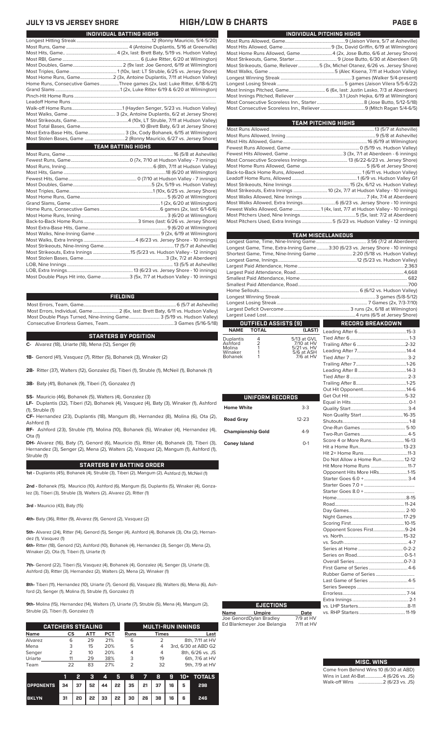# JULY 13 VS JERSEY SHORE — HIGH/LOW & CHARTS

## INDIVIDUAL BATTING HIGHS

| | |
|---|---|
| Longest Hitting Streak | 12 (Ronny Mauricio, 5/4-5/20) |
| Most Runs, Game | 4 (Antoine Duplantis, 5/16 at Greenville) |
| Most Hits, Game | 4 (2x, last: Brett Baty, 5/19 vs. Hudson Valley) |
| Most RBI, Game | 6 (Luke Ritter, 6/20 at Wilmington) |
| Most Doubles, Game | 2 (9x last: Joe Genord, 6/19 at Wilmington) |
| Most Triples, Game | 1 (10x, last: LT Struble, 6/25 vs. Jersey Shore) |
| Most Home Runs, Game | 2 (3x, Antoine Duplantis, 7/11 at Hudson Valley) |
| Home Runs, Consecutive Games | Three games (2x, last: Luke Ritter, 6/18-6/21) |
| Grand Slams | 1 (2x, Luke Ritter 6/19 & 6/20 at Wilmington) |
| Pinch-Hit Home Runs | |
| Leadoff Home Runs | |
| Walk-off Home Runs | 1 (Hayden Senger, 5/23 vs. Hudson Valley) |
| Most Walks, Game | 3 (2x, Antoine Duplantis, 6/2 at Jersey Shore) |
| Most Strikeouts, Game | 4 (10x, LT Struble, 7/11 at Hudson Valley) |
| Most Total Bases, Game | 10 (Brett Baty, 6/3 at Jersey Shore) |
| Most Extra-Base Hits, Game | 3 (3x, Cody Bohanek, 6/15 at Wilmington) |
| Most Stolen Bases, Game | 2 (Ronny Mauricio, 6/27 vs. Jersey Shore) |

## TEAM BATTING HIGHS

| | |
|---|---|
| Most Runs, Game | 16 (5/8 at Asheville) |
| Fewest Runs, Game | 0 (7x, 7/10 at Hudson Valley - 7 innings) |
| Most Runs, Inning | 6 (8th, 7/11 at Hudson Valley) |
| Most Hits, Game | 18 (6/20 at Wilmington) |
| Fewest Hits, Game | 0 (7/10 at Hudson Valley - 7 innings) |
| Most Doubles, Game | 5 (2x, 5/19 vs. Hudson Valley) |
| Most Triples, Game | 1 (10x, 6/25 vs. Jersey Shore) |
| Most Home Runs, Game | 5 (6/20 at Wilmington) |
| Grand Slams, Game | 1 (2x, 6/20 at Wilmington) |
| Home Runs, Consecutive Games | 6 games (2x, last: 6/1-6/6) |
| Most Home Runs, Inning | 3 (6/20 at Wilmington) |
| Back-to-Back Home Runs | 3 times (last: 6/26 vs. Jersey Shore) |
| Most Extra-Base Hits, Game | 9 (6/20 at Wilmington) |
| Most Walks, Nine-Inning Game | 9 (2x, 6/19 at Wilmington) |
| Most Walks, Extra Innings | 4 (6/23 vs. Jersey Shore - 10 innings) |
| Most Strikeouts, Nine-Inning Game | 17 (5/7 at Asheville) |
| Most Strikeouts, Extra Innings | 15 (5/23 vs. Hudson Valley - 12 innings) |
| Most Stolen Bases, Game | 3 (3x, 7/2 at Aberdeen) |
| LOB, Nine Innings | 13 (5/5 at Asheville) |
| LOB, Extra Innings | 13 (6/23 vs. Jersey Shore - 10 innings) |
| Most Double Plays Hit into, Game | 3 (5x, 7/7 at Hudson Valley - 10 innings) |

## FIELDING

| | |
|---|---|
| Most Errors, Team, Game | 6 (5/7 at Asheville) |
| Most Errors, Individual, Game | 2 (6x, last: Brett Baty, 6/11 vs. Hudson Valley) |
| Most Double Plays Turned, Nine-Inning Game | 3 (5/19 vs. Hudson Valley) |
| Consecutive Errorless Games, Team | 3 Games (5/16-5/18) |

## STARTERS BY POSITION

**C-** Alvarez (18), Uriarte (18), Mena (12), Senger (9)

**1B-** Genord (41), Vasquez (7), Ritter (5), Bohanek (3), Winaker (2)

**2B-** Ritter (37), Walters (12), Gonzalez (5), Tiberi (1), Struble (1), McNeil (1), Bohanek (1)

**3B-** Baty (41), Bohanek (9), Tiberi (7), Gonzalez (1)

**SS-** Mauricio (46), Bohanek (5), Walters (4), Gonzalez (3)

**LF-** Duplantis (32), Tiberi (12), Bohanek (4), Vasquez (4), Baty (3), Winaker (1), Ashford (1), Struble (1)

**CF-** Hernandez (23), Duplantis (18), Mangum (8), Hernandez (8), Molina (6), Ota (2), Ashford (1)

**RF-** Ashford (23), Struble (11), Molina (10), Bohanek (5), Winaker (4), Hernandez (4), Ota (1)

**DH-** Alvarez (16), Baty (7), Genord (6), Mauricio (5), Ritter (4), Bohanek (3), Tiberi (3), Hernandez (3), Senger (2), Mena (2), Walters (2), Vasquez (2), Mangum (1), Ashford (1), Struble (1)

## STARTERS BY BATTING ORDER

**1st -** Duplantis (45), Bohanek (4), Struble (3), Tiberi (2), Mangum (2), Ashford (1), McNeil (1)

**2nd -** Bohanek (15), Mauricio (10), Ashford (6), Mangum (5), Duplantis (5), Winaker (4), Gonzalez (3), Tiberi (3), Struble (3), Walters (2), Alvarez (2), Ritter (1)

**3rd -** Mauricio (43), Baty (15)

**4th-** Baty (36), Ritter (9), Alvarez (9), Genord (2), Vasquez (2)

**5th-** Alvarez (24), Ritter (14), Genord (15), Senger (4), Ashford (4), Bohanek (3), Ota (2), Hernandez (1), Vasquez (1)

**6th-** Ritter (18), Genord (12), Ashford (10), Bohanek (4), Hernandez (3), Senger (3), Mena (2), Winaker (2), Ota (1), Tiberi (1), Uriarte (1)

**7th-** Genord (22), Tiberi (5), Vasquez (4), Bohanek (4), Gonzalez (4), Senger (3), Uriarte (3), Ashford (3), Ritter (3), Hernandez (2), Walters (2), Mena (2), Winaker (1)

**8th-** Tiberi (11), Hernandez (10), Uriarte (7), Genord (6), Vasquez (6), Walters (6), Mena (6), Ashford (2), Senger (2), Molina (1), Struble (1), Gonzalez (1)

**9th-** Molina (15), Hernandez (14), Walters (7), Uriarte (7), Struble (5), Mena (4), Mangum (2), Struble (2), Tiberi (2), Gonzalez (1)

## CATCHERS STEALING

| Name | CS | ATT | PCT |
|---|---|---|---|
| Alvarez | 6 | 29 | 21% |
| Mena | 3 | 15 | 20% |
| Senger | 2 | 10 | 20% |
| Uriarte | 11 | 29 | 38% |
| Team | 22 | 83 | 27% |

## MULTI-RUN INNINGS

| Runs | Times | Last |
|---|---|---|
| 6 | 2 | 8th, 7/11 at HV |
| 5 | 4 | 3rd, 6/30 at ABD G2 |
| 4 | 4 | 8th, 6/26 vs. JS |
| 3 | 19 | 6th, 7/6 at HV |
| 2 | 32 | 9th, 7/9 at HV |

| | 1 | 2 | 3 | 4 | 5 | 6 | 7 | 8 | 9 | 10+ | TOTALS |
|---|---|---|---|---|---|---|---|---|---|---|---|
| OPPONENTS | 34 | 37 | 52 | 44 | 22 | 35 | 21 | 37 | 16 | 5 | 298 |
| BKLYN | 31 | 20 | 22 | 33 | 22 | 30 | 26 | 38 | 16 | 6 | 246 |

## INDIVIDUAL PITCHING HIGHS

| | |
|---|---|
| Most Runs Allowed, Game | 9 (Jaison Vilera, 5/7 at Asheville) |
| Most Hits Allowed, Game | 9 (3x, David Griffin, 6/19 at Wilmington) |
| Most Home Runs Allowed, Game | 4 (2x, Jose Butto, 6/6 at Jersey Shore) |
| Most Strikeouts, Game, Starter | 9 (Jose Butto, 6/30 at Aberdeen G1) |
| Most Strikeouts, Game, Reliever | 5 (3x, Michel Otanez, 6/26 vs. Jersey Shore) |
| Most Walks, Game | 5 (Alec Kisena, 7/11 at Hudson Valley) |
| Longest Winning Streak | 3 games (Walker 5/4-present) |
| Longest Losing Streak | 5 games (Jaison Vilera 5/5-6/22) |
| Most Innings Pitched, Game | 6 (6x, last: Justin Lasko, 7/3 at Aberdeen) |
| Most Innings Pitched, Reliever | 3.1 (Josh Hejka, 6/19 at Wilmington) |
| Most Consecutive Scoreless Inn., Starter | 8 (Jose Butto, 5/12-5/18) |
| Most Consecutive Scoreless Inn., Reliever | 9 (Mitch Ragan 5/4-6/5) |

## TEAM PITCHING HIGHS

| | |
|---|---|
| Most Runs Allowed | 13 (5/7 at Asheville) |
| Most Runs Allowed, Inning | 9 (5/8 at Asheville) |
| Most Hits Allowed, Game | 16 (6/19 at Wilmington) |
| Fewest Runs Allowed, Game | 0 (5/19 vs. Hudson Valley) |
| Fewest Hits Allowed, Game | 3 (3x, 7/1 at Aberdeen - 6 innings) |
| Most Consecutive Scoreless Innings | 13 (6/22-6/23 vs. Jersey Shore) |
| Most Home Runs Allowed, Game | 5 (6/6 at Jersey Shore) |
| Back-to-Back Home Runs, Allowed | 1 (6/11 vs. Hudson Valley) |
| Leadoff Home Runs, Allowed | 1 (6/9 vs. Hudson Valley G1) |
| Most Strikeouts, Nine Innings | 15 (2x, 6/12 vs. Hudson Valley) |
| Most Strikeouts, Extra Innings | 10 (2x, 7/7 at Hudson Valley - 10 innings) |
| Most Walks Allowed, Nine Innings | 7 (4x, 7/2 at Aberdeen) |
| Most Walks Allowed, Extra Innings | 6 (6/23 vs. Jersey Shore - 10 innings) |
| Fewest Walks Allowed, Game | 1 (4x, last, 7/7 at Hudson Valley - 10 innings) |
| Most Pitchers Used, Nine Innings | 5 (5x, last: 7/2 at Aberdeen) |
| Most Pitchers Used, Extra Innings | 5 (5/23 vs. Hudson Valley - 12 innings) |

## TEAM MISCELLANEOUS

| | |
|---|---|
| Longest Game, Time, Nine-Inning Game | 3:56 (7/2 at Aberdeen) |
| Longest Game, Time, Extra-Inning Game | 3:30 (6/23 vs. Jersey Shore - 10 innings) |
| Shortest Game, Time, Nine-Inning Game | 2:20 (5/18 vs. Hudson Valley) |
| Longest Game, Innings | 12 (5/23 vs. Hudson Valley) |
| Largest Paid Attendance, Home | 2,363 |
| Largest Paid Attendance, Road | 4,668 |
| Smallest Paid Attendance, Home | 682 |
| Smallest Paid Attendance, Road | 700 |
| Home Sellouts | 6 (6/12 vs. Hudson Valley) |
| Longest Winning Streak | 3 games (5/8-5/12) |
| Longest Losing Streak | 7 Games (2x, 7/3-7/10) |
| Largest Deficit Overcome | 3 runs (2x, 6/18 at Wilmington) |
| Largest Lead Lost | 4 runs (6/5 at Jersey Shore) |

## OUTFIELD ASSISTS (9)

| NAME | TOTAL | (LAST) |
|---|---|---|
| Duplantis | 4 | 5/13 at GVL |
| Ashford | 2 | 7/10 at HV |
| Molina | 1 | 5/21 vs. HV |
| Winaker | 1 | 5/6 at ASH |
| Bohanek | 1 | 7/6 at HV |

## UNIFORM RECORDS

| | |
|---|---|
| Home White | 3-3 |
| Road Gray | 12-23 |
| Championship Gold | 4-9 |
| Coney Island | 0-1 |

## RECORD BREAKDOWN

| | |
|---|---|
| Leading After 6 | 15-3 |
| Tied After 6 | 1-3 |
| Trailing After 6 | 2-32 |
| Leading After 7 | 14-4 |
| Tied After 7 | 3-2 |
| Trailing After 7 | 1-26 |
| Leading After 8 | 14-3 |
| Tied After 8 | 2-3 |
| Trailing After 8 | 1-25 |
| Out Hit Opponent | 14-6 |
| Get Out Hit | 5-32 |
| Equal in Hits | 0-1 |
| Quality Start | 3-4 |
| Non Quality Start | 16-35 |
| Shutouts | 1-8 |
| One-Run Games | 5-10 |
| Two-Run Games | 4-5 |
| Score 4 or More Runs | 16-13 |
| Hit a Home Run | 13-23 |
| Hit 2+ Home Runs | 11-3 |
| Do Not Allow a Home Run | 12-12 |
| Hit More Home Runs | 11-7 |
| Opponent Hits More HRs | 1-15 |
| Starter Goes 6.0 + | 3-4 |
| Starter Goes 7.0 + | |
| Starter Goes 8.0 + | |
| Home | 8-15 |
| Road | 11-24 |
| Day Games | 2-10 |
| Night Games | 17-29 |
| Scoring First | 10-15 |
| Opponent Scores First | 9-24 |
| vs. North | 15-32 |
| vs. South | 4-7 |
| Series at Home | 0-2-2 |
| Series on Road | 0-5-1 |
| Overall Series | 0-7-3 |
| First Game of Series | 4-6 |
| Rubber Game of Series | |
| Last Game of Series | 4-5 |
| Series Sweeps | |
| Errorless | 7-14 |
| Extra Innings | 2-1 |
| vs. LHP Starters | 8-11 |
| vs. RHP Starters | 11-19 |

## EJECTIONS

| Name | Umpire | Date |
|---|---|---|
| Joe Genord | Dylan Bradley | 7/9 at HV |
| Ed Blankmeyer | Joe Belangia | 7/11 at HV |

## MISC. WINS

| | |
|---|---|
| Come from Behind Wins | 10 (6/30 at ABD) |
| Wins in Last At-Bat | 4 (6/26 vs. JS) |
| Walk-off Wins | 2 (6/23 vs. JS) |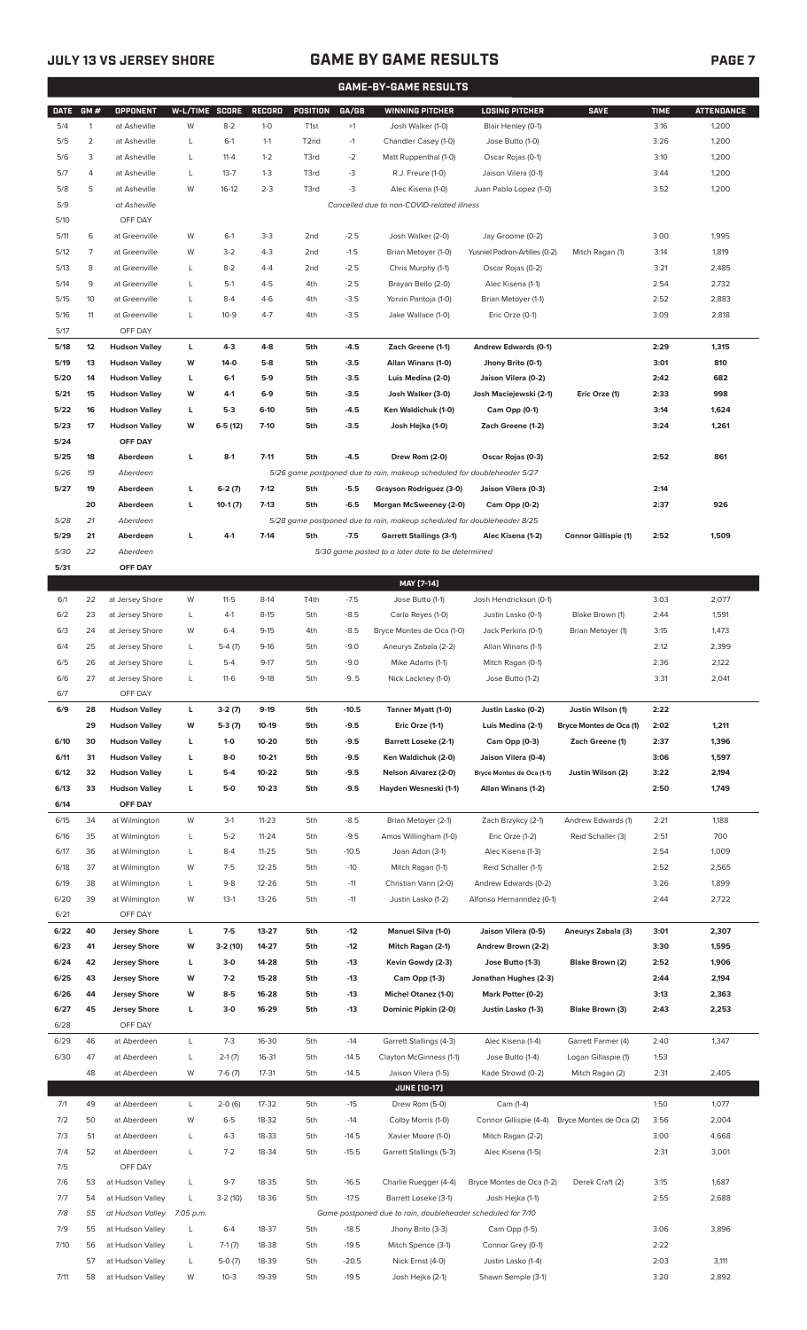# GAME BY GAME RESULTS

## GAME-BY-GAME RESULTS

| DATE | GM # | OPPONENT | W-L/TIME | SCORE | RECORD | POSITION | GA/GB | WINNING PITCHER | LOSING PITCHER | SAVE | TIME | ATTENDANCE |
|---|---|---|---|---|---|---|---|---|---|---|---|---|
| 5/4 | 1 | at Asheville | W | 8-2 | 1-0 | T1st | +1 | Josh Walker (1-0) | Blair Henley (0-1) | | 3:16 | 1,200 |
| 5/5 | 2 | at Asheville | L | 6-1 | 1-1 | T2nd | -1 | Chandler Casey (1-0) | Jose Butto (1-0) | | 3:26 | 1,200 |
| 5/6 | 3 | at Asheville | L | 11-4 | 1-2 | T3rd | -2 | Matt Ruppenthal (1-0) | Oscar Rojas (0-1) | | 3:10 | 1,200 |
| 5/7 | 4 | at Asheville | L | 13-7 | 1-3 | T3rd | -3 | R.J. Freure (1-0) | Jaison Vilera (0-1) | | 3:44 | 1,200 |
| 5/8 | 5 | at Asheville | W | 16-12 | 2-3 | T3rd | -3 | Alec Kisena (1-0) | Juan Pablo Lopez (1-0) | | 3:52 | 1,200 |
| 5/9 | | at Asheville | | | | | | Cancelled due to non-COVID-related illness | | | | |
| 5/10 | | OFF DAY | | | | | | | | | | |
| 5/11 | 6 | at Greenville | W | 6-1 | 3-3 | 2nd | -2.5 | Josh Walker (2-0) | Jay Groome (0-2) | | 3:00 | 1,995 |
| 5/12 | 7 | at Greenville | W | 3-2 | 4-3 | 2nd | -1.5 | Brian Metoyer (1-0) | Yusniel Padron-Artilles (0-2) | Mitch Ragan (1) | 3:14 | 1,819 |
| 5/13 | 8 | at Greenville | L | 8-2 | 4-4 | 2nd | -2.5 | Chris Murphy (1-1) | Oscar Rojas (0-2) | | 3:21 | 2,485 |
| 5/14 | 9 | at Greenville | L | 5-1 | 4-5 | 4th | -2.5 | Brayan Bello (2-0) | Alec Kisena (1-1) | | 2:54 | 2,732 |
| 5/15 | 10 | at Greenville | L | 8-4 | 4-6 | 4th | -3.5 | Yorvin Pantoja (1-0) | Brian Metoyer (1-1) | | 2:52 | 2,883 |
| 5/16 | 11 | at Greenville | L | 10-9 | 4-7 | 4th | -3.5 | Jake Wallace (1-0) | Eric Orze (0-1) | | 3:09 | 2,818 |
| 5/17 | | OFF DAY | | | | | | | | | | |
| **5/18** | **12** | **Hudson Valley** | **L** | **4-3** | **4-8** | **5th** | **-4.5** | **Zach Greene (1-1)** | **Andrew Edwards (0-1)** | | **2:29** | **1,315** |
| **5/19** | **13** | **Hudson Valley** | **W** | **14-0** | **5-8** | **5th** | **-3.5** | **Allan Winans (1-0)** | **Jhony Brito (0-1)** | | **3:01** | **810** |
| **5/20** | **14** | **Hudson Valley** | **L** | **6-1** | **5-9** | **5th** | **-3.5** | **Luis Medina (2-0)** | **Jaison Vilera (0-2)** | | **2:42** | **682** |
| **5/21** | **15** | **Hudson Valley** | **W** | **4-1** | **6-9** | **5th** | **-3.5** | **Josh Walker (3-0)** | **Josh Maciejewski (2-1)** | **Eric Orze (1)** | **2:33** | **998** |
| **5/22** | **16** | **Hudson Valley** | **L** | **5-3** | **6-10** | **5th** | **-4.5** | **Ken Waldichuk (1-0)** | **Cam Opp (0-1)** | | **3:14** | **1,624** |
| **5/23** | **17** | **Hudson Valley** | **W** | **6-5 (12)** | **7-10** | **5th** | **-3.5** | **Josh Hejka (1-0)** | **Zach Greene (1-2)** | | **3:24** | **1,261** |
| **5/24** | | **OFF DAY** | | | | | | | | | | |
| **5/25** | **18** | **Aberdeen** | **L** | **8-1** | **7-11** | **5th** | **-4.5** | **Drew Rom (2-0)** | **Oscar Rojas (0-3)** | | **2:52** | **861** |
| *5/26* | *19* | *Aberdeen* | | | | | | *5/26 game postponed due to rain, makeup scheduled for doubleheader 5/27* | | | | |
| **5/27** | **19** | **Aberdeen** | **L** | **6-2 (7)** | **7-12** | **5th** | **-5.5** | **Grayson Rodriguez (3-0)** | **Jaison Vilera (0-3)** | | **2:14** | |
| | **20** | **Aberdeen** | **L** | **10-1 (7)** | **7-13** | **5th** | **-6.5** | **Morgan McSweeney (2-0)** | **Cam Opp (0-2)** | | **2:37** | **926** |
| *5/28* | *21* | *Aberdeen* | | | | | | *5/28 game postponed due to rain, makeup scheduled for doubleheader 8/25* | | | | |
| **5/29** | **21** | **Aberdeen** | **L** | **4-1** | **7-14** | **5th** | **-7.5** | **Garrett Stallings (3-1)** | **Alec Kisena (1-2)** | **Connor Gillispie (1)** | **2:52** | **1,509** |
| *5/30* | *22* | *Aberdeen* | | | | | | *5/30 game posted to a later date to be determined* | | | | |
| **5/31** | | **OFF DAY** | | | | | | | | | | |
| | | | | | | | | **MAY [7-14]** | | | | |
| 6/1 | 22 | at Jersey Shore | W | 11-5 | 8-14 | T4th | -7.5 | Jose Butto (1-1) | Josh Hendrickson (0-1) | | 3:03 | 2,077 |
| 6/2 | 23 | at Jersey Shore | L | 4-1 | 8-15 | 5th | -8.5 | Carlo Reyes (1-0) | Justin Lasko (0-1) | Blake Brown (1) | 2:44 | 1,591 |
| 6/3 | 24 | at Jersey Shore | W | 6-4 | 9-15 | 4th | -8.5 | Bryce Montes de Oca (1-0) | Jack Perkins (0-1) | Brian Metoyer (1) | 3:15 | 1,473 |
| 6/4 | 25 | at Jersey Shore | L | 5-4 (7) | 9-16 | 5th | -9.0 | Aneurys Zabala (2-2) | Allan Winans (1-1) | | 2:12 | 2,399 |
| 6/5 | 26 | at Jersey Shore | L | 5-4 | 9-17 | 5th | -9.0 | Mike Adams (1-1) | Mitch Ragan (0-1) | | 2:36 | 2,122 |
| 6/6 | 27 | at Jersey Shore | L | 11-6 | 9-18 | 5th | -9..5 | Nick Lackney (1-0) | Jose Butto (1-2) | | 3:31 | 2,041 |
| 6/7 | | OFF DAY | | | | | | | | | | |
| **6/9** | **28** | **Hudson Valley** | **L** | **3-2 (7)** | **9-19** | **5th** | **-10.5** | **Tanner Myatt (1-0)** | **Justin Lasko (0-2)** | **Justin Wilson (1)** | **2:22** | |
| | **29** | **Hudson Valley** | **W** | **5-3 (7)** | **10-19** | **5th** | **-9.5** | **Eric Orze (1-1)** | **Luis Medina (2-1)** | **Bryce Montes de Oca (1)** | **2:02** | **1,211** |
| **6/10** | **30** | **Hudson Valley** | **L** | **1-0** | **10-20** | **5th** | **-9.5** | **Barrett Loseke (2-1)** | **Cam Opp (0-3)** | **Zach Greene (1)** | **2:37** | **1,396** |
| **6/11** | **31** | **Hudson Valley** | **L** | **8-0** | **10-21** | **5th** | **-9.5** | **Ken Waldichuk (2-0)** | **Jaison Vilera (0-4)** | | **3:06** | **1,597** |
| **6/12** | **32** | **Hudson Valley** | **L** | **5-4** | **10-22** | **5th** | **-9.5** | **Nelson Alvarez (2-0)** | **Bryce Montes de Oca (1-1)** | **Justin Wilson (2)** | **3:22** | **2,194** |
| **6/13** | **33** | **Hudson Valley** | **L** | **5-0** | **10-23** | **5th** | **-9.5** | **Hayden Wesneski (1-1)** | **Allan Winans (1-2)** | | **2:50** | **1,749** |
| **6/14** | | **OFF DAY** | | | | | | | | | | |
| 6/15 | 34 | at Wilmington | W | 3-1 | 11-23 | 5th | -8.5 | Brian Metoyer (2-1) | Zach Brzykcy (2-1) | Andrew Edwards (1) | 2:21 | 1,188 |
| 6/16 | 35 | at Wilmington | L | 5-2 | 11-24 | 5th | -9.5 | Amos Willingham (1-0) | Eric Orze (1-2) | Reid Schaller (3) | 2:51 | 700 |
| 6/17 | 36 | at Wilmington | L | 8-4 | 11-25 | 5th | -10.5 | Joan Adon (3-1) | Alec Kisena (1-3) | | 2:54 | 1,009 |
| 6/18 | 37 | at Wilmington | W | 7-5 | 12-25 | 5th | -10 | Mitch Ragan (1-1) | Reid Schaller (1-1) | | 2:52 | 2,565 |
| 6/19 | 38 | at Wilmington | L | 9-8 | 12-26 | 5th | -11 | Christian Vann (2-0) | Andrew Edwards (0-2) | | 3:26 | 1,899 |
| 6/20 | 39 | at Wilmington | W | 13-1 | 13-26 | 5th | -11 | Justin Lasko (1-2) | Alfonso Hernanndez (0-1) | | 2:44 | 2,722 |
| 6/21 | | OFF DAY | | | | | | | | | | |
| **6/22** | **40** | **Jersey Shore** | **L** | **7-5** | **13-27** | **5th** | **-12** | **Manuel Silva (1-0)** | **Jaison Vilera (0-5)** | **Aneurys Zabala (3)** | **3:01** | **2,307** |
| **6/23** | **41** | **Jersey Shore** | **W** | **3-2 (10)** | **14-27** | **5th** | **-12** | **Mitch Ragan (2-1)** | **Andrew Brown (2-2)** | | **3:30** | **1,595** |
| **6/24** | **42** | **Jersey Shore** | **L** | **3-0** | **14-28** | **5th** | **-13** | **Kevin Gowdy (2-3)** | **Jose Butto (1-3)** | **Blake Brown (2)** | **2:52** | **1,906** |
| **6/25** | **43** | **Jersey Shore** | **W** | **7-2** | **15-28** | **5th** | **-13** | **Cam Opp (1-3)** | **Jonathan Hughes (2-3)** | | **2:44** | **2,194** |
| **6/26** | **44** | **Jersey Shore** | **W** | **8-5** | **16-28** | **5th** | **-13** | **Michel Otanez (1-0)** | **Mark Potter (0-2)** | | **3:13** | **2,363** |
| **6/27** | **45** | **Jersey Shore** | **L** | **3-0** | **16-29** | **5th** | **-13** | **Dominic Pipkin (2-0)** | **Justin Lasko (1-3)** | **Blake Brown (3)** | **2:43** | **2,253** |
| 6/28 | | OFF DAY | | | | | | | | | | |
| 6/29 | 46 | at Aberdeen | L | 7-3 | 16-30 | 5th | -14 | Garrett Stallings (4-3) | Alec Kisena (1-4) | Garrett Farmer (4) | 2:40 | 1,347 |
| 6/30 | 47 | at Aberdeen | L | 2-1 (7) | 16-31 | 5th | -14.5 | Clayton McGinness (1-1) | Jose Butto (1-4) | Logan Gillaspie (1) | 1:53 | |
| | 48 | at Aberdeen | W | 7-6 (7) | 17-31 | 5th | -14.5 | Jaison Vilera (1-5) | Kade Strowd (0-2) | Mitch Ragan (2) | 2:31 | 2,405 |
| | | | | | | | | **JUNE [10-17]** | | | | |
| 7/1 | 49 | at Aberdeen | L | 2-0 (6) | 17-32 | 5th | -15 | Drew Rom (5-0) | Cam (1-4) | | 1:50 | 1,077 |
| 7/2 | 50 | at Aberdeen | W | 6-5 | 18-32 | 5th | -14 | Colby Morris (1-0) | Connor Gillispie (4-4) | Bryce Montes de Oca (2) | 3:56 | 2,004 |
| 7/3 | 51 | at Aberdeen | L | 4-3 | 18-33 | 5th | -14.5 | Xavier Moore (1-0) | Mitch Ragan (2-2) | | 3:00 | 4,668 |
| 7/4 | 52 | at Aberdeen | L | 7-2 | 18-34 | 5th | -15.5 | Garrett Stallings (5-3) | Alec Kisena (1-5) | | 2:31 | 3,001 |
| 7/5 | | OFF DAY | | | | | | | | | | |
| 7/6 | 53 | at Hudson Valley | L | 9-7 | 18-35 | 5th | -16.5 | Charlie Ruegger (4-4) | Bryce Montes de Oca (1-2) | Derek Craft (2) | 3:15 | 1,687 |
| 7/7 | 54 | at Hudson Valley | L | 3-2 (10) | 18-36 | 5th | -17.5 | Barrett Loseke (3-1) | Josh Hejka (1-1) | | 2:55 | 2,688 |
| *7/8* | *55* | *at Hudson Valley* | *7:05 p.m.* | | | | | *Game postponed due to rain, doubleheader scheduled for 7/10* | | | | |
| 7/9 | 55 | at Hudson Valley | L | 6-4 | 18-37 | 5th | -18.5 | Jhony Brito (3-3) | Cam Opp (1-5) | | 3:06 | 3,896 |
| 7/10 | 56 | at Hudson Valley | L | 7-1 (7) | 18-38 | 5th | -19.5 | Mitch Spence (3-1) | Connor Grey (0-1) | | 2:22 | |
| | 57 | at Hudson Valley | L | 5-0 (7) | 18-39 | 5th | -20.5 | Nick Ernst (4-0) | Justin Lasko (1-4) | | 2:03 | 3,111 |
| 7/11 | 58 | at Hudson Valley | W | 10-3 | 19-39 | 5th | -19.5 | Josh Hejka (2-1) | Shawn Semple (3-1) | | 3:20 | 2,892 |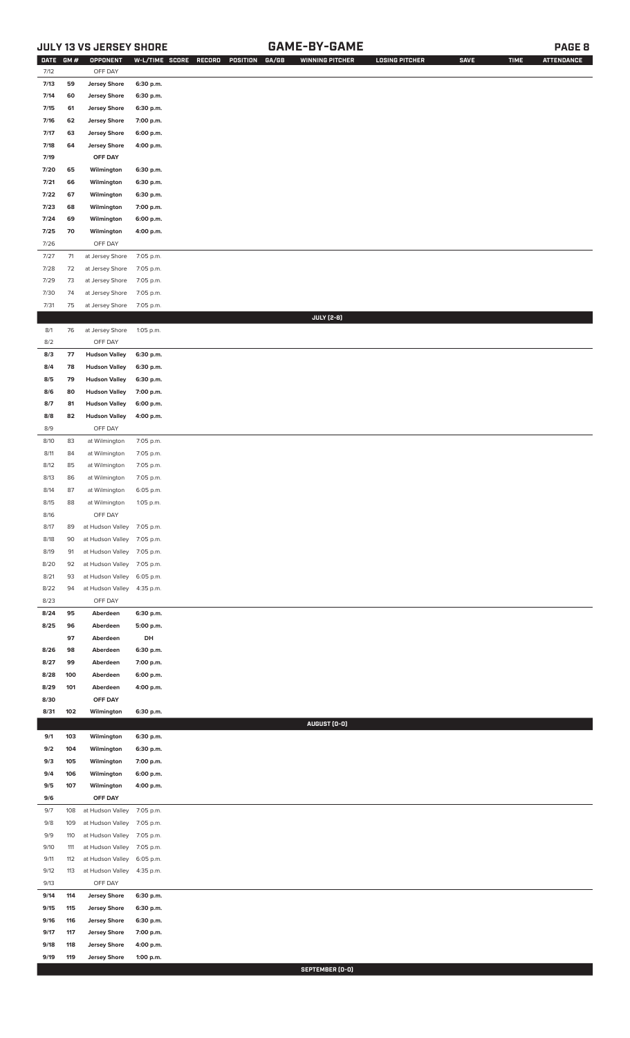## JULY 13 VS JERSEY SHORE — GAME-BY-GAME

| DATE | GM # | OPPONENT | W-L/TIME | SCORE | RECORD | POSITION | GA/GB | WINNING PITCHER | LOSING PITCHER | SAVE | TIME | ATTENDANCE |
|---|---|---|---|---|---|---|---|---|---|---|---|---|
| 7/12 | | OFF DAY | | | | | | | | | | |
| **7/13** | **59** | **Jersey Shore** | **6:30 p.m.** | | | | | | | | | |
| **7/14** | **60** | **Jersey Shore** | **6:30 p.m.** | | | | | | | | | |
| **7/15** | **61** | **Jersey Shore** | **6:30 p.m.** | | | | | | | | | |
| **7/16** | **62** | **Jersey Shore** | **7:00 p.m.** | | | | | | | | | |
| **7/17** | **63** | **Jersey Shore** | **6:00 p.m.** | | | | | | | | | |
| **7/18** | **64** | **Jersey Shore** | **4:00 p.m.** | | | | | | | | | |
| **7/19** | | **OFF DAY** | | | | | | | | | | |
| **7/20** | **65** | **Wilmington** | **6:30 p.m.** | | | | | | | | | |
| **7/21** | **66** | **Wilmington** | **6:30 p.m.** | | | | | | | | | |
| **7/22** | **67** | **Wilmington** | **6:30 p.m.** | | | | | | | | | |
| **7/23** | **68** | **Wilmington** | **7:00 p.m.** | | | | | | | | | |
| **7/24** | **69** | **Wilmington** | **6:00 p.m.** | | | | | | | | | |
| **7/25** | **70** | **Wilmington** | **4:00 p.m.** | | | | | | | | | |
| 7/26 | | OFF DAY | | | | | | | | | | |
| 7/27 | 71 | at Jersey Shore | 7:05 p.m. | | | | | | | | | |
| 7/28 | 72 | at Jersey Shore | 7:05 p.m. | | | | | | | | | |
| 7/29 | 73 | at Jersey Shore | 7:05 p.m. | | | | | | | | | |
| 7/30 | 74 | at Jersey Shore | 7:05 p.m. | | | | | | | | | |
| 7/31 | 75 | at Jersey Shore | 7:05 p.m. | | | | | | | | | |
| | | | | | | | | **JULY (2-8)** | | | | |
| 8/1 | 76 | at Jersey Shore | 1:05 p.m. | | | | | | | | | |
| 8/2 | | OFF DAY | | | | | | | | | | |
| **8/3** | **77** | **Hudson Valley** | **6:30 p.m.** | | | | | | | | | |
| **8/4** | **78** | **Hudson Valley** | **6:30 p.m.** | | | | | | | | | |
| **8/5** | **79** | **Hudson Valley** | **6:30 p.m.** | | | | | | | | | |
| **8/6** | **80** | **Hudson Valley** | **7:00 p.m.** | | | | | | | | | |
| **8/7** | **81** | **Hudson Valley** | **6:00 p.m.** | | | | | | | | | |
| **8/8** | **82** | **Hudson Valley** | **4:00 p.m.** | | | | | | | | | |
| 8/9 | | OFF DAY | | | | | | | | | | |
| 8/10 | 83 | at Wilmington | 7:05 p.m. | | | | | | | | | |
| 8/11 | 84 | at Wilmington | 7:05 p.m. | | | | | | | | | |
| 8/12 | 85 | at Wilmington | 7:05 p.m. | | | | | | | | | |
| 8/13 | 86 | at Wilmington | 7:05 p.m. | | | | | | | | | |
| 8/14 | 87 | at Wilmington | 6:05 p.m. | | | | | | | | | |
| 8/15 | 88 | at Wilmington | 1:05 p.m. | | | | | | | | | |
| 8/16 | | OFF DAY | | | | | | | | | | |
| 8/17 | 89 | at Hudson Valley | 7:05 p.m. | | | | | | | | | |
| 8/18 | 90 | at Hudson Valley | 7:05 p.m. | | | | | | | | | |
| 8/19 | 91 | at Hudson Valley | 7:05 p.m. | | | | | | | | | |
| 8/20 | 92 | at Hudson Valley | 7:05 p.m. | | | | | | | | | |
| 8/21 | 93 | at Hudson Valley | 6:05 p.m. | | | | | | | | | |
| 8/22 | 94 | at Hudson Valley | 4:35 p.m. | | | | | | | | | |
| 8/23 | | OFF DAY | | | | | | | | | | |
| **8/24** | **95** | **Aberdeen** | **6:30 p.m.** | | | | | | | | | |
| **8/25** | **96** | **Aberdeen** | **5:00 p.m.** | | | | | | | | | |
| | **97** | **Aberdeen** | **DH** | | | | | | | | | |
| **8/26** | **98** | **Aberdeen** | **6:30 p.m.** | | | | | | | | | |
| **8/27** | **99** | **Aberdeen** | **7:00 p.m.** | | | | | | | | | |
| **8/28** | **100** | **Aberdeen** | **6:00 p.m.** | | | | | | | | | |
| **8/29** | **101** | **Aberdeen** | **4:00 p.m.** | | | | | | | | | |
| **8/30** | | **OFF DAY** | | | | | | | | | | |
| **8/31** | **102** | **Wilmington** | **6:30 p.m.** | | | | | | | | | |
| | | | | | | | | **AUGUST (0-0)** | | | | |
| **9/1** | **103** | **Wilmington** | **6:30 p.m.** | | | | | | | | | |
| **9/2** | **104** | **Wilmington** | **6:30 p.m.** | | | | | | | | | |
| **9/3** | **105** | **Wilmington** | **7:00 p.m.** | | | | | | | | | |
| **9/4** | **106** | **Wilmington** | **6:00 p.m.** | | | | | | | | | |
| **9/5** | **107** | **Wilmington** | **4:00 p.m.** | | | | | | | | | |
| **9/6** | | **OFF DAY** | | | | | | | | | | |
| 9/7 | 108 | at Hudson Valley | 7:05 p.m. | | | | | | | | | |
| 9/8 | 109 | at Hudson Valley | 7:05 p.m. | | | | | | | | | |
| 9/9 | 110 | at Hudson Valley | 7:05 p.m. | | | | | | | | | |
| 9/10 | 111 | at Hudson Valley | 7:05 p.m. | | | | | | | | | |
| 9/11 | 112 | at Hudson Valley | 6:05 p.m. | | | | | | | | | |
| 9/12 | 113 | at Hudson Valley | 4:35 p.m. | | | | | | | | | |
| 9/13 | | OFF DAY | | | | | | | | | | |
| **9/14** | **114** | **Jersey Shore** | **6:30 p.m.** | | | | | | | | | |
| **9/15** | **115** | **Jersey Shore** | **6:30 p.m.** | | | | | | | | | |
| **9/16** | **116** | **Jersey Shore** | **6:30 p.m.** | | | | | | | | | |
| **9/17** | **117** | **Jersey Shore** | **7:00 p.m.** | | | | | | | | | |
| **9/18** | **118** | **Jersey Shore** | **4:00 p.m.** | | | | | | | | | |
| **9/19** | **119** | **Jersey Shore** | **1:00 p.m.** | | | | | | | | | |
| | | | | | | | | **SEPTEMBER (0-0)** | | | | |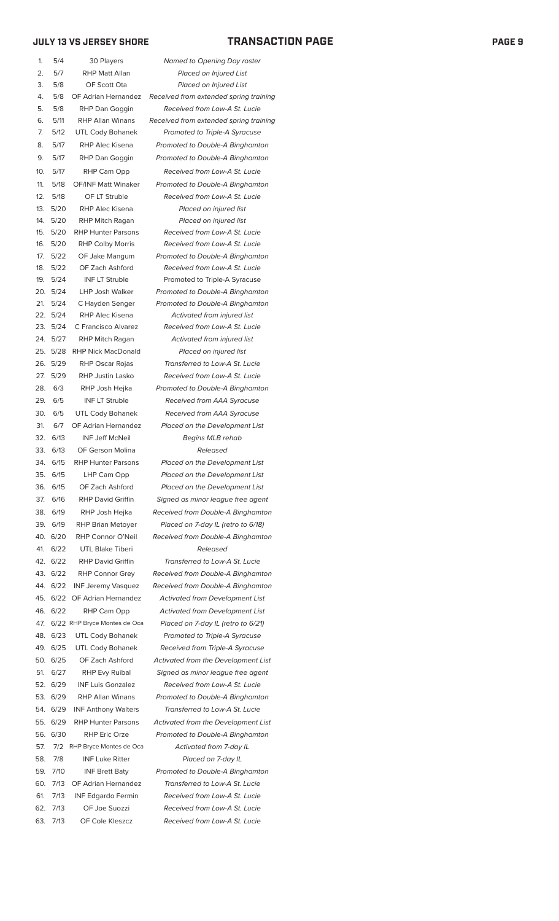## TRANSACTION PAGE

| | | | |
|---|---|---|---|
| 1. | 5/4 | 30 Players | *Named to Opening Day roster* |
| 2. | 5/7 | RHP Matt Allan | *Placed on Injured List* |
| 3. | 5/8 | OF Scott Ota | *Placed on Injured List* |
| 4. | 5/8 | OF Adrian Hernandez | *Received from extended spring training* |
| 5. | 5/8 | RHP Dan Goggin | *Received from Low-A St. Lucie* |
| 6. | 5/11 | RHP Allan Winans | *Received from extended spring training* |
| 7. | 5/12 | UTL Cody Bohanek | *Promoted to Triple-A Syracuse* |
| 8. | 5/17 | RHP Alec Kisena | *Promoted to Double-A Binghamton* |
| 9. | 5/17 | RHP Dan Goggin | *Promoted to Double-A Binghamton* |
| 10. | 5/17 | RHP Cam Opp | *Received from Low-A St. Lucie* |
| 11. | 5/18 | OF/INF Matt Winaker | *Promoted to Double-A Binghamton* |
| 12. | 5/18 | OF LT Struble | *Received from Low-A St. Lucie* |
| 13. | 5/20 | RHP Alec Kisena | *Placed on injured list* |
| 14. | 5/20 | RHP Mitch Ragan | *Placed on injured list* |
| 15. | 5/20 | RHP Hunter Parsons | *Received from Low-A St. Lucie* |
| 16. | 5/20 | RHP Colby Morris | *Received from Low-A St. Lucie* |
| 17. | 5/22 | OF Jake Mangum | *Promoted to Double-A Binghamton* |
| 18. | 5/22 | OF Zach Ashford | *Received from Low-A St. Lucie* |
| 19. | 5/24 | INF LT Struble | Promoted to Triple-A Syracuse |
| 20. | 5/24 | LHP Josh Walker | *Promoted to Double-A Binghamton* |
| 21. | 5/24 | C Hayden Senger | *Promoted to Double-A Binghamton* |
| 22. | 5/24 | RHP Alec Kisena | *Activated from injured list* |
| 23. | 5/24 | C Francisco Alvarez | *Received from Low-A St. Lucie* |
| 24. | 5/27 | RHP Mitch Ragan | *Activated from injured list* |
| 25. | 5/28 | RHP Nick MacDonald | *Placed on injured list* |
| 26. | 5/29 | RHP Oscar Rojas | *Transferred to Low-A St. Lucie* |
| 27. | 5/29 | RHP Justin Lasko | *Received from Low-A St. Lucie* |
| 28. | 6/3 | RHP Josh Hejka | *Promoted to Double-A Binghamton* |
| 29. | 6/5 | INF LT Struble | *Received from AAA Syracuse* |
| 30. | 6/5 | UTL Cody Bohanek | *Received from AAA Syracuse* |
| 31. | 6/7 | OF Adrian Hernandez | *Placed on the Development List* |
| 32. | 6/13 | INF Jeff McNeil | *Begins MLB rehab* |
| 33. | 6/13 | OF Gerson Molina | *Released* |
| 34. | 6/15 | RHP Hunter Parsons | *Placed on the Development List* |
| 35. | 6/15 | LHP Cam Opp | *Placed on the Development List* |
| 36. | 6/15 | OF Zach Ashford | *Placed on the Development List* |
| 37. | 6/16 | RHP David Griffin | *Signed as minor league free agent* |
| 38. | 6/19 | RHP Josh Hejka | *Received from Double-A Binghamton* |
| 39. | 6/19 | RHP Brian Metoyer | *Placed on 7-day IL (retro to 6/18)* |
| 40. | 6/20 | RHP Connor O'Neil | *Received from Double-A Binghamton* |
| 41. | 6/22 | UTL Blake Tiberi | *Released* |
| 42. | 6/22 | RHP David Griffin | *Transferred to Low-A St. Lucie* |
| 43. | 6/22 | RHP Connor Grey | *Received from Double-A Binghamton* |
| 44. | 6/22 | INF Jeremy Vasquez | *Received from Double-A Binghamton* |
| 45. | 6/22 | OF Adrian Hernandez | *Activated from Development List* |
| 46. | 6/22 | RHP Cam Opp | *Activated from Development List* |
| 47. | 6/22 | RHP Bryce Montes de Oca | *Placed on 7-day IL (retro to 6/21)* |
| 48. | 6/23 | UTL Cody Bohanek | *Promoted to Triple-A Syracuse* |
| 49. | 6/25 | UTL Cody Bohanek | *Received from Triple-A Syracuse* |
| 50. | 6/25 | OF Zach Ashford | *Activated from the Development List* |
| 51. | 6/27 | RHP Evy Ruibal | *Signed as minor league free agent* |
| 52. | 6/29 | INF Luis Gonzalez | *Received from Low-A St. Lucie* |
| 53. | 6/29 | RHP Allan Winans | *Promoted to Double-A Binghamton* |
| 54. | 6/29 | INF Anthony Walters | *Transferred to Low-A St. Lucie* |
| 55. | 6/29 | RHP Hunter Parsons | *Activated from the Development List* |
| 56. | 6/30 | RHP Eric Orze | *Promoted to Double-A Binghamton* |
| 57. | 7/2 | RHP Bryce Montes de Oca | *Activated from 7-day IL* |
| 58. | 7/8 | INF Luke Ritter | *Placed on 7-day IL* |
| 59. | 7/10 | INF Brett Baty | *Promoted to Double-A Binghamton* |
| 60. | 7/13 | OF Adrian Hernandez | *Transferred to Low-A St. Lucie* |
| 61. | 7/13 | INF Edgardo Fermin | *Received from Low-A St. Lucie* |
| 62. | 7/13 | OF Joe Suozzi | *Received from Low-A St. Lucie* |
| 63. | 7/13 | OF Cole Kleszcz | *Received from Low-A St. Lucie* |